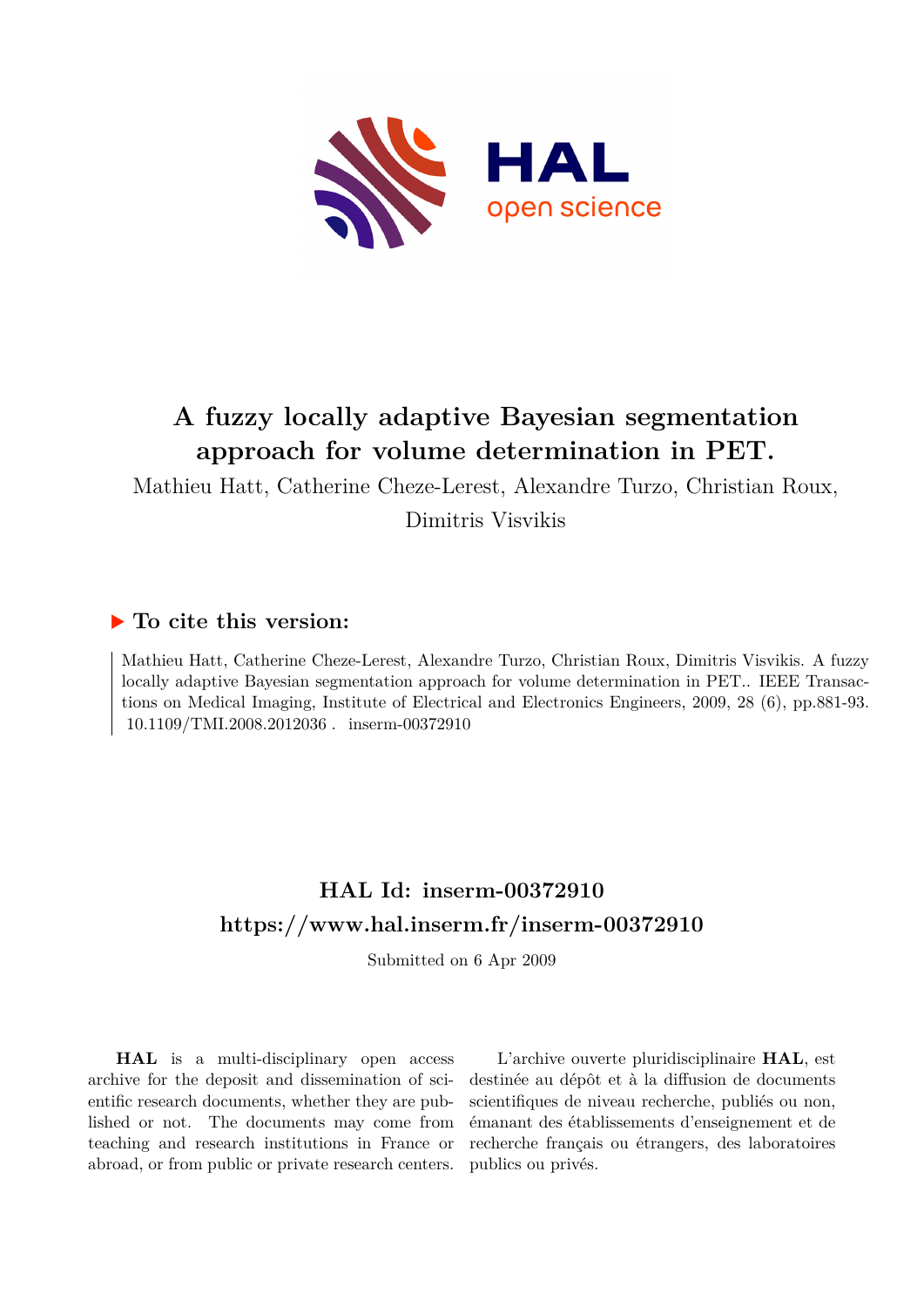# A fuzzy locally adaptive Bayesian segmentation approach for volume determination in PET.

Mathieu Hatt, Catherine Cheze-Lerest, Alexandre Turzo, Christian Roux, Dimitris Visvikis

## ▶ To cite this version:

Mathieu Hatt, Catherine Cheze-Lerest, Alexandre Turzo, Christian Roux, Dimitris Visvikis. A fuzzy locally adaptive Bayesian segmentation approach for volume determination in PET.. IEEE Transactions on Medical Imaging, Institute of Electrical and Electronics Engineers, 2009, 28 (6), pp.881-93. 10.1109/TMI.2008.2012036 . inserm-00372910

## HAL Id: inserm-00372910

## https://www.hal.inserm.fr/inserm-00372910

Submitted on 6 Apr 2009

**HAL** is a multi-disciplinary open access archive for the deposit and dissemination of scientific research documents, whether they are published or not. The documents may come from teaching and research institutions in France or abroad, or from public or private research centers.

L'archive ouverte pluridisciplinaire **HAL**, est destinée au dépôt et à la diffusion de documents scientifiques de niveau recherche, publiés ou non, émanant des établissements d'enseignement et de recherche français ou étrangers, des laboratoires publics ou privés.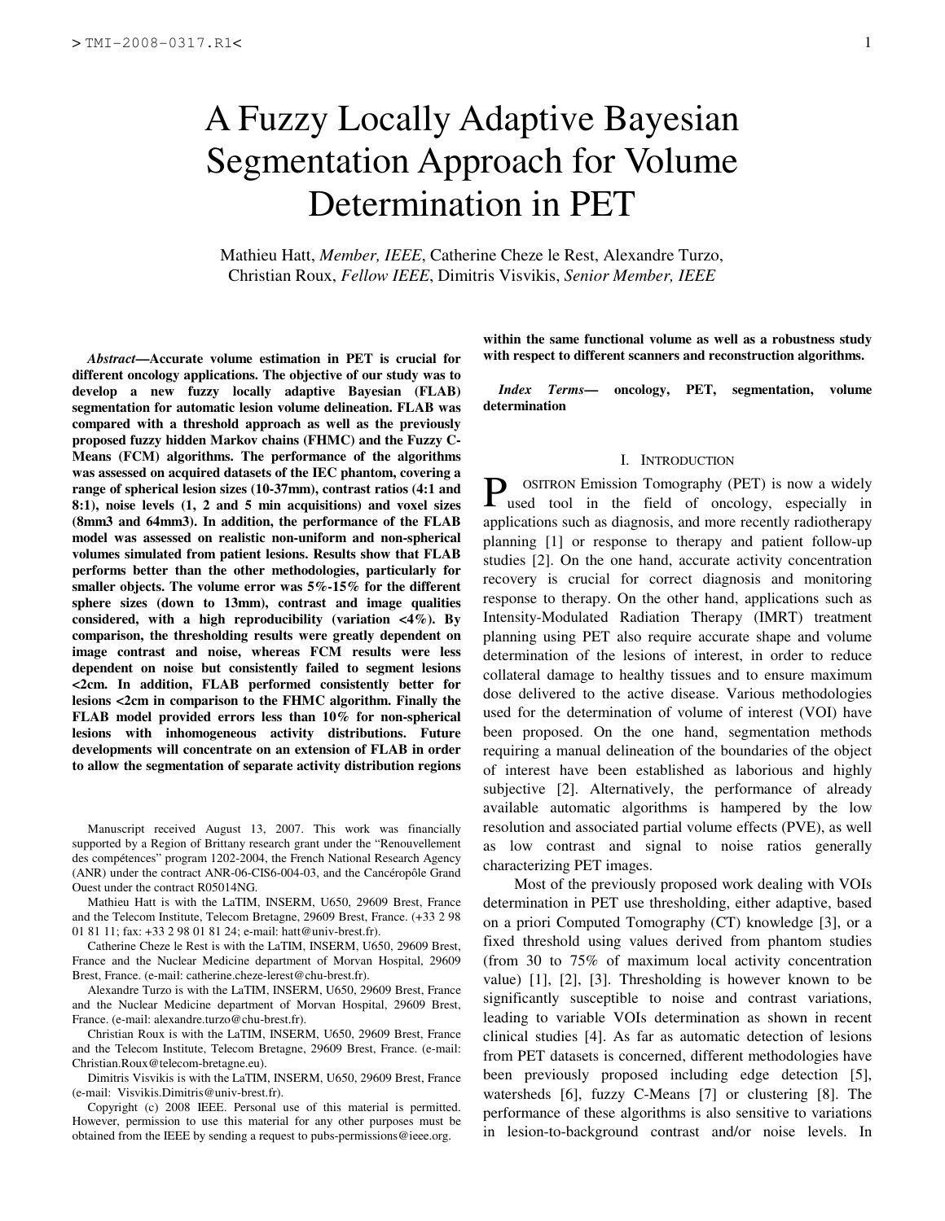# A Fuzzy Locally Adaptive Bayesian Segmentation Approach for Volume Determination in PET

Mathieu Hatt, *Member, IEEE*, Catherine Cheze le Rest, Alexandre Turzo, Christian Roux, *Fellow IEEE*, Dimitris Visvikis, *Senior Member, IEEE*

***Abstract*—Accurate volume estimation in PET is crucial for different oncology applications. The objective of our study was to develop a new fuzzy locally adaptive Bayesian (FLAB) segmentation for automatic lesion volume delineation. FLAB was compared with a threshold approach as well as the previously proposed fuzzy hidden Markov chains (FHMC) and the Fuzzy C-Means (FCM) algorithms. The performance of the algorithms was assessed on acquired datasets of the IEC phantom, covering a range of spherical lesion sizes (10-37mm), contrast ratios (4:1 and 8:1), noise levels (1, 2 and 5 min acquisitions) and voxel sizes (8mm3 and 64mm3). In addition, the performance of the FLAB model was assessed on realistic non-uniform and non-spherical volumes simulated from patient lesions. Results show that FLAB performs better than the other methodologies, particularly for smaller objects. The volume error was 5%-15% for the different sphere sizes (down to 13mm), contrast and image qualities considered, with a high reproducibility (variation <4%). By comparison, the thresholding results were greatly dependent on image contrast and noise, whereas FCM results were less dependent on noise but consistently failed to segment lesions <2cm. In addition, FLAB performed consistently better for lesions <2cm in comparison to the FHMC algorithm. Finally the FLAB model provided errors less than 10% for non-spherical lesions with inhomogeneous activity distributions. Future developments will concentrate on an extension of FLAB in order to allow the segmentation of separate activity distribution regions within the same functional volume as well as a robustness study with respect to different scanners and reconstruction algorithms.**

***Index Terms*— oncology, PET, segmentation, volume determination**

Manuscript received August 13, 2007. This work was financially supported by a Region of Brittany research grant under the "Renouvellement des compétences" program 1202-2004, the French National Research Agency (ANR) under the contract ANR-06-CIS6-004-03, and the Cancéropôle Grand Ouest under the contract R05014NG.

Mathieu Hatt is with the LaTIM, INSERM, U650, 29609 Brest, France and the Telecom Institute, Telecom Bretagne, 29609 Brest, France. (+33 2 98 01 81 11; fax: +33 2 98 01 81 24; e-mail: hatt@univ-brest.fr).

Catherine Cheze le Rest is with the LaTIM, INSERM, U650, 29609 Brest, France and the Nuclear Medicine department of Morvan Hospital, 29609 Brest, France. (e-mail: catherine.cheze-lerest@chu-brest.fr).

Alexandre Turzo is with the LaTIM, INSERM, U650, 29609 Brest, France and the Nuclear Medicine department of Morvan Hospital, 29609 Brest, France. (e-mail: alexandre.turzo@chu-brest.fr).

Christian Roux is with the LaTIM, INSERM, U650, 29609 Brest, France and the Telecom Institute, Telecom Bretagne, 29609 Brest, France. (e-mail: Christian.Roux@telecom-bretagne.eu).

Dimitris Visvikis is with the LaTIM, INSERM, U650, 29609 Brest, France (e-mail: Visvikis.Dimitris@univ-brest.fr).

Copyright (c) 2008 IEEE. Personal use of this material is permitted. However, permission to use this material for any other purposes must be obtained from the IEEE by sending a request to pubs-permissions@ieee.org.

## I. Introduction

Positron Emission Tomography (PET) is now a widely used tool in the field of oncology, especially in applications such as diagnosis, and more recently radiotherapy planning [1] or response to therapy and patient follow-up studies [2]. On the one hand, accurate activity concentration recovery is crucial for correct diagnosis and monitoring response to therapy. On the other hand, applications such as Intensity-Modulated Radiation Therapy (IMRT) treatment planning using PET also require accurate shape and volume determination of the lesions of interest, in order to reduce collateral damage to healthy tissues and to ensure maximum dose delivered to the active disease. Various methodologies used for the determination of volume of interest (VOI) have been proposed. On the one hand, segmentation methods requiring a manual delineation of the boundaries of the object of interest have been established as laborious and highly subjective [2]. Alternatively, the performance of already available automatic algorithms is hampered by the low resolution and associated partial volume effects (PVE), as well as low contrast and signal to noise ratios generally characterizing PET images.

Most of the previously proposed work dealing with VOIs determination in PET use thresholding, either adaptive, based on a priori Computed Tomography (CT) knowledge [3], or a fixed threshold using values derived from phantom studies (from 30 to 75% of maximum local activity concentration value) [1], [2], [3]. Thresholding is however known to be significantly susceptible to noise and contrast variations, leading to variable VOIs determination as shown in recent clinical studies [4]. As far as automatic detection of lesions from PET datasets is concerned, different methodologies have been previously proposed including edge detection [5], watersheds [6], fuzzy C-Means [7] or clustering [8]. The performance of these algorithms is also sensitive to variations in lesion-to-background contrast and/or noise levels. In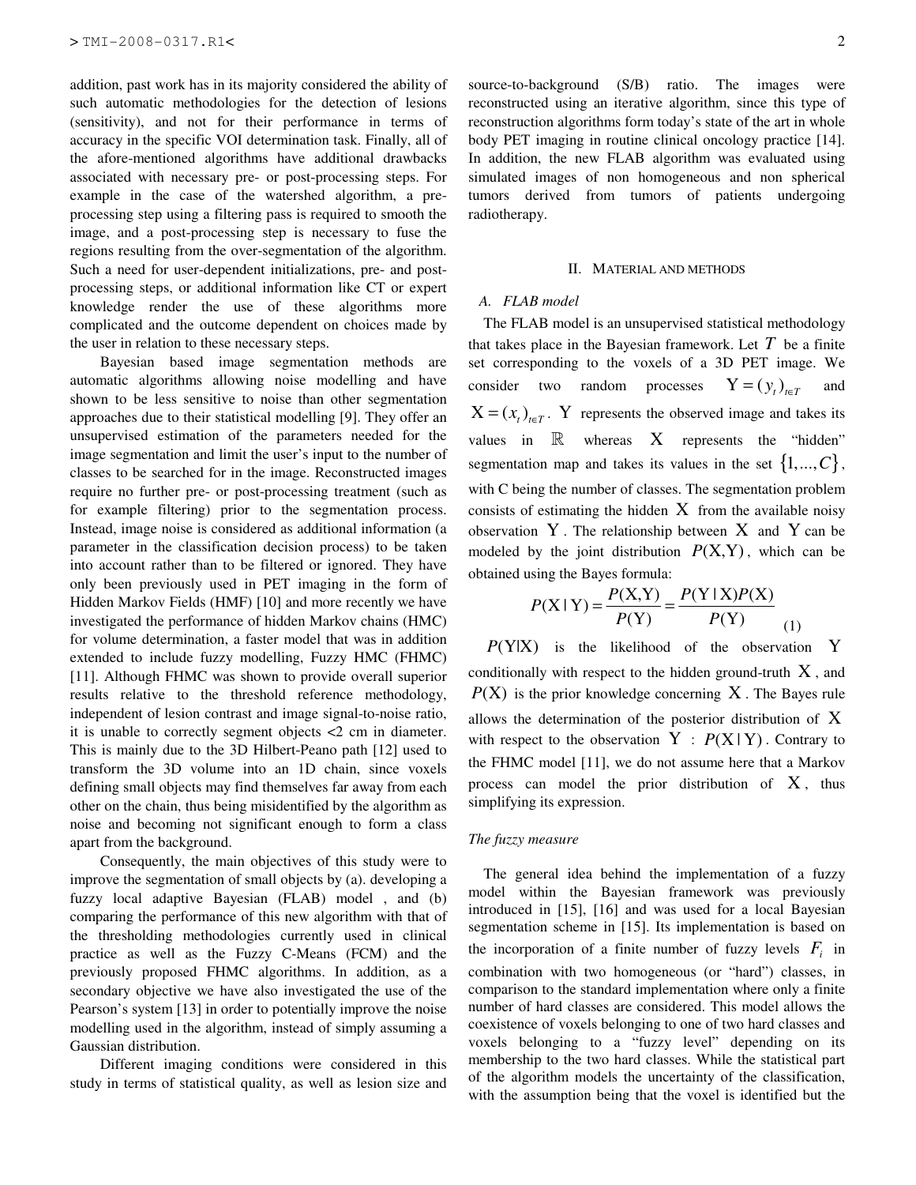addition, past work has in its majority considered the ability of such automatic methodologies for the detection of lesions (sensitivity), and not for their performance in terms of accuracy in the specific VOI determination task. Finally, all of the afore-mentioned algorithms have additional drawbacks associated with necessary pre- or post-processing steps. For example in the case of the watershed algorithm, a pre-processing step using a filtering pass is required to smooth the image, and a post-processing step is necessary to fuse the regions resulting from the over-segmentation of the algorithm. Such a need for user-dependent initializations, pre- and post-processing steps, or additional information like CT or expert knowledge render the use of these algorithms more complicated and the outcome dependent on choices made by the user in relation to these necessary steps.

Bayesian based image segmentation methods are automatic algorithms allowing noise modelling and have shown to be less sensitive to noise than other segmentation approaches due to their statistical modelling [9]. They offer an unsupervised estimation of the parameters needed for the image segmentation and limit the user's input to the number of classes to be searched for in the image. Reconstructed images require no further pre- or post-processing treatment (such as for example filtering) prior to the segmentation process. Instead, image noise is considered as additional information (a parameter in the classification decision process) to be taken into account rather than to be filtered or ignored. They have only been previously used in PET imaging in the form of Hidden Markov Fields (HMF) [10] and more recently we have investigated the performance of hidden Markov chains (HMC) for volume determination, a faster model that was in addition extended to include fuzzy modelling, Fuzzy HMC (FHMC) [11]. Although FHMC was shown to provide overall superior results relative to the threshold reference methodology, independent of lesion contrast and image signal-to-noise ratio, it is unable to correctly segment objects <2 cm in diameter. This is mainly due to the 3D Hilbert-Peano path [12] used to transform the 3D volume into an 1D chain, since voxels defining small objects may find themselves far away from each other on the chain, thus being misidentified by the algorithm as noise and becoming not significant enough to form a class apart from the background.

Consequently, the main objectives of this study were to improve the segmentation of small objects by (a). developing a fuzzy local adaptive Bayesian (FLAB) model , and (b) comparing the performance of this new algorithm with that of the thresholding methodologies currently used in clinical practice as well as the Fuzzy C-Means (FCM) and the previously proposed FHMC algorithms. In addition, as a secondary objective we have also investigated the use of the Pearson's system [13] in order to potentially improve the noise modelling used in the algorithm, instead of simply assuming a Gaussian distribution.

Different imaging conditions were considered in this study in terms of statistical quality, as well as lesion size and source-to-background (S/B) ratio. The images were reconstructed using an iterative algorithm, since this type of reconstruction algorithms form today's state of the art in whole body PET imaging in routine clinical oncology practice [14]. In addition, the new FLAB algorithm was evaluated using simulated images of non homogeneous and non spherical tumors derived from tumors of patients undergoing radiotherapy.

## II. Material and methods

### A. FLAB model

The FLAB model is an unsupervised statistical methodology that takes place in the Bayesian framework. Let $T$ be a finite set corresponding to the voxels of a 3D PET image. We consider two random processes $\mathrm{Y} = (y_t)_{t \in T}$ and $\mathrm{X} = (x_t)_{t \in T}$. $\mathrm{Y}$ represents the observed image and takes its values in $\mathbb{R}$ whereas $\mathrm{X}$ represents the "hidden" segmentation map and takes its values in the set $\{1,...,C\}$, with C being the number of classes. The segmentation problem consists of estimating the hidden $\mathrm{X}$ from the available noisy observation $\mathrm{Y}$. The relationship between $\mathrm{X}$ and $\mathrm{Y}$ can be modeled by the joint distribution $P(\mathrm{X},\mathrm{Y})$, which can be obtained using the Bayes formula:

$$P(\mathrm{X} \mid \mathrm{Y}) = \frac{P(\mathrm{X},\mathrm{Y})}{P(\mathrm{Y})} = \frac{P(\mathrm{Y} \mid \mathrm{X})P(\mathrm{X})}{P(\mathrm{Y})} \quad (1)$$

$P(\mathrm{Y|X})$ is the likelihood of the observation $\mathrm{Y}$ conditionally with respect to the hidden ground-truth $\mathrm{X}$, and $P(\mathrm{X})$ is the prior knowledge concerning $\mathrm{X}$. The Bayes rule allows the determination of the posterior distribution of $\mathrm{X}$ with respect to the observation $\mathrm{Y}$ : $P(\mathrm{X} \mid \mathrm{Y})$. Contrary to the FHMC model [11], we do not assume here that a Markov process can model the prior distribution of $\mathrm{X}$, thus simplifying its expression.

#### *The fuzzy measure*

The general idea behind the implementation of a fuzzy model within the Bayesian framework was previously introduced in [15], [16] and was used for a local Bayesian segmentation scheme in [15]. Its implementation is based on the incorporation of a finite number of fuzzy levels $F_i$ in combination with two homogeneous (or "hard") classes, in comparison to the standard implementation where only a finite number of hard classes are considered. This model allows the coexistence of voxels belonging to one of two hard classes and voxels belonging to a "fuzzy level" depending on its membership to the two hard classes. While the statistical part of the algorithm models the uncertainty of the classification, with the assumption being that the voxel is identified but the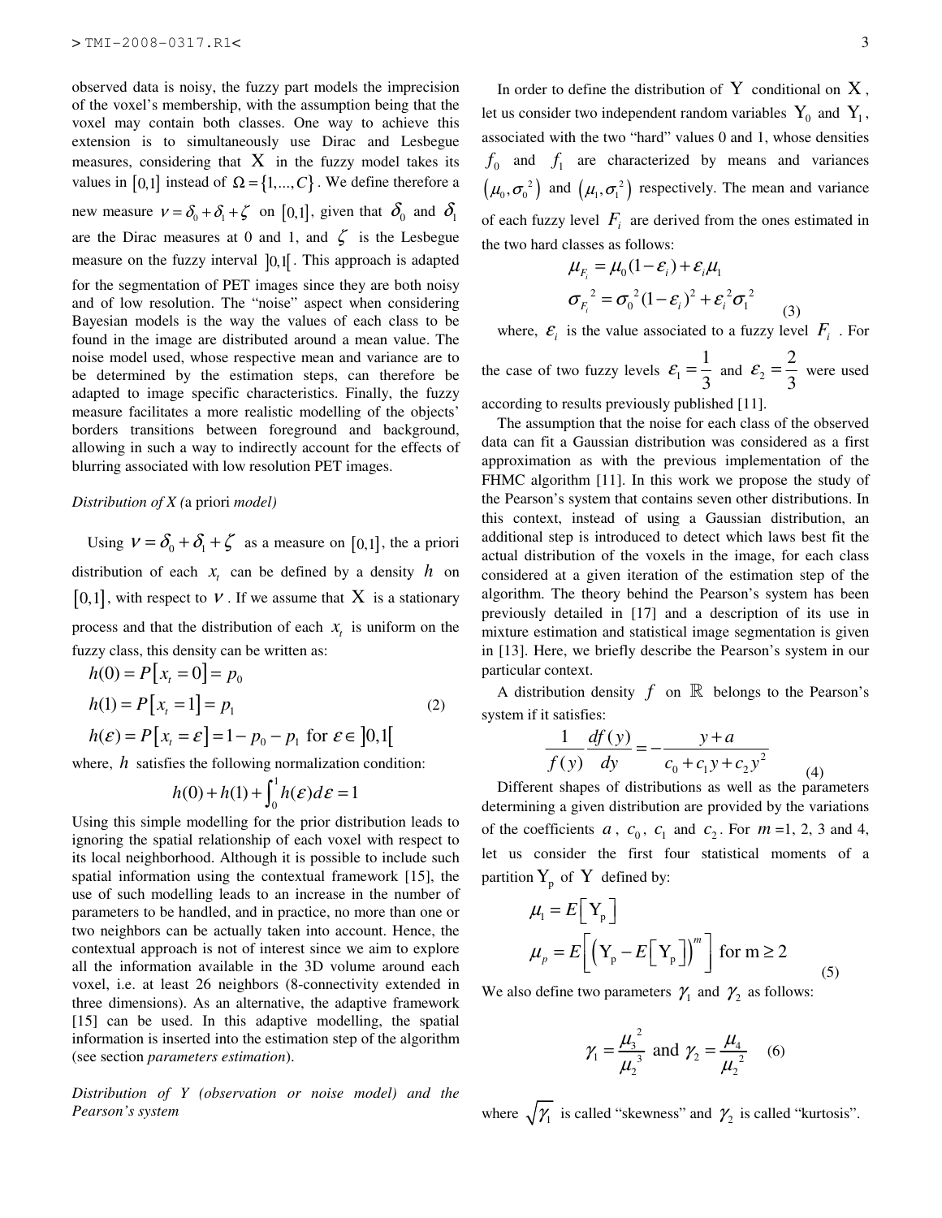observed data is noisy, the fuzzy part models the imprecision of the voxel's membership, with the assumption being that the voxel may contain both classes. One way to achieve this extension is to simultaneously use Dirac and Lesbegue measures, considering that $X$ in the fuzzy model takes its values in $[0,1]$ instead of $\Omega = \{1,...,C\}$. We define therefore a new measure $\nu = \delta_0 + \delta_1 + \zeta$ on $[0,1]$, given that $\delta_0$ and $\delta_1$ are the Dirac measures at 0 and 1, and $\zeta$ is the Lesbegue measure on the fuzzy interval $]0,1[$. This approach is adapted for the segmentation of PET images since they are both noisy and of low resolution. The "noise" aspect when considering Bayesian models is the way the values of each class to be found in the image are distributed around a mean value. The noise model used, whose respective mean and variance are to be determined by the estimation steps, can therefore be adapted to image specific characteristics. Finally, the fuzzy measure facilitates a more realistic modelling of the objects' borders transitions between foreground and background, allowing in such a way to indirectly account for the effects of blurring associated with low resolution PET images.

*Distribution of X (a priori model)*

Using $\nu = \delta_0 + \delta_1 + \zeta$ as a measure on $[0,1]$, the a priori distribution of each $x_t$ can be defined by a density $h$ on $[0,1]$, with respect to $\nu$. If we assume that $X$ is a stationary process and that the distribution of each $x_t$ is uniform on the fuzzy class, this density can be written as:

$$
\begin{aligned}
h(0) &= P[x_t = 0] = p_0 \\
h(1) &= P[x_t = 1] = p_1 \\
h(\varepsilon) &= P[x_t = \varepsilon] = 1 - p_0 - p_1 \text{ for } \varepsilon \in \,]0,1[
\end{aligned}
\tag{2}
$$

where, $h$ satisfies the following normalization condition:

$$h(0) + h(1) + \int_0^1 h(\varepsilon)d\varepsilon = 1$$

Using this simple modelling for the prior distribution leads to ignoring the spatial relationship of each voxel with respect to its local neighborhood. Although it is possible to include such spatial information using the contextual framework [15], the use of such modelling leads to an increase in the number of parameters to be handled, and in practice, no more than one or two neighbors can be actually taken into account. Hence, the contextual approach is not of interest since we aim to explore all the information available in the 3D volume around each voxel, i.e. at least 26 neighbors (8-connectivity extended in three dimensions). As an alternative, the adaptive framework [15] can be used. In this adaptive modelling, the spatial information is inserted into the estimation step of the algorithm (see section *parameters estimation*).

*Distribution of Y (observation or noise model) and the Pearson's system*

In order to define the distribution of $Y$ conditional on $X$, let us consider two independent random variables $Y_0$ and $Y_1$, associated with the two "hard" values 0 and 1, whose densities $f_0$ and $f_1$ are characterized by means and variances $(\mu_0, \sigma_0^2)$ and $(\mu_1, \sigma_1^2)$ respectively. The mean and variance of each fuzzy level $F_i$ are derived from the ones estimated in the two hard classes as follows:

$$
\begin{aligned}
\mu_{F_i} &= \mu_0(1-\varepsilon_i) + \varepsilon_i \mu_1 \\
\sigma_{F_i}^2 &= \sigma_0^2(1-\varepsilon_i)^2 + \varepsilon_i^2 \sigma_1^2
\end{aligned}
\tag{3}
$$

where, $\varepsilon_i$ is the value associated to a fuzzy level $F_i$. For the case of two fuzzy levels $\varepsilon_1 = \frac{1}{3}$ and $\varepsilon_2 = \frac{2}{3}$ were used according to results previously published [11].

The assumption that the noise for each class of the observed data can fit a Gaussian distribution was considered as a first approximation as with the previous implementation of the FHMC algorithm [11]. In this work we propose the study of the Pearson's system that contains seven other distributions. In this context, instead of using a Gaussian distribution, an additional step is introduced to detect which laws best fit the actual distribution of the voxels in the image, for each class considered at a given iteration of the estimation step of the algorithm. The theory behind the Pearson's system has been previously detailed in [17] and a description of its use in mixture estimation and statistical image segmentation is given in [13]. Here, we briefly describe the Pearson's system in our particular context.

A distribution density $f$ on $\mathbb{R}$ belongs to the Pearson's system if it satisfies:

$$\frac{1}{f(y)}\frac{df(y)}{dy} = -\frac{y+a}{c_0 + c_1 y + c_2 y^2} \tag{4}$$

Different shapes of distributions as well as the parameters determining a given distribution are provided by the variations of the coefficients $a$, $c_0$, $c_1$ and $c_2$. For $m$ =1, 2, 3 and 4, let us consider the first four statistical moments of a partition $Y_p$ of $Y$ defined by:

$$
\begin{aligned}
\mu_1 &= E[Y_p] \\
\mu_p &= E\left[\left(Y_p - E[Y_p]\right)^m\right] \text{ for m} \geq 2
\end{aligned}
\tag{5}
$$

We also define two parameters $\gamma_1$ and $\gamma_2$ as follows:

$$\gamma_1 = \frac{\mu_3^2}{\mu_2^3} \text{ and } \gamma_2 = \frac{\mu_4}{\mu_2^2} \tag{6}$$

where $\sqrt{\gamma_1}$ is called "skewness" and $\gamma_2$ is called "kurtosis".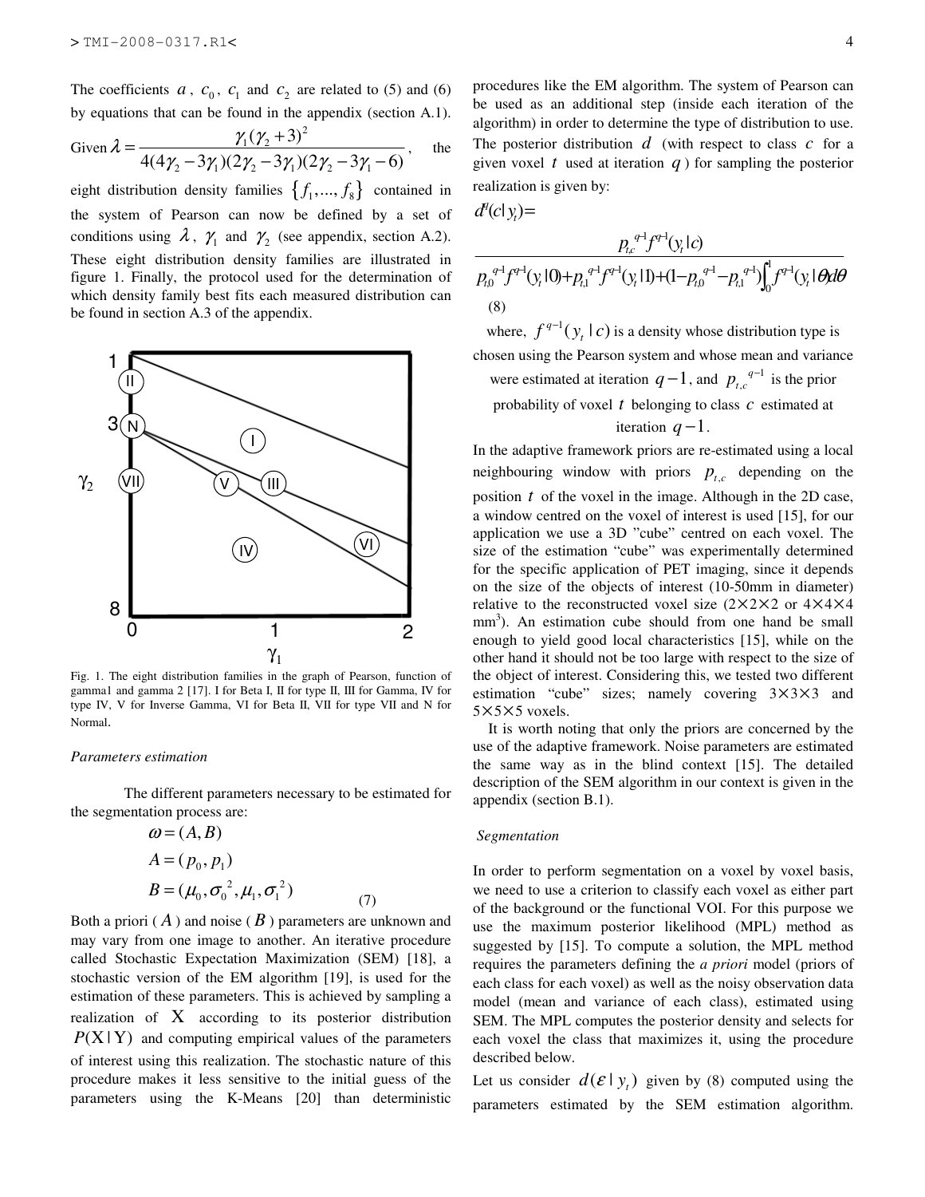The coefficients $a$, $c_0$, $c_1$ and $c_2$ are related to (5) and (6) by equations that can be found in the appendix (section A.1). Given $\lambda = \frac{\gamma_1(\gamma_2+3)^2}{4(4\gamma_2 - 3\gamma_1)(2\gamma_2 - 3\gamma_1)(2\gamma_2 - 3\gamma_1 - 6)}$, the eight distribution density families $\{f_1, ..., f_8\}$ contained in the system of Pearson can now be defined by a set of conditions using $\lambda$, $\gamma_1$ and $\gamma_2$ (see appendix, section A.2). These eight distribution density families are illustrated in figure 1. Finally, the protocol used for the determination of which density family best fits each measured distribution can be found in section A.3 of the appendix.

Fig. 1. The eight distribution families in the graph of Pearson, function of gamma1 and gamma 2 [17]. I for Beta I, II for type II, III for Gamma, IV for type IV, V for Inverse Gamma, VI for Beta II, VII for type VII and N for Normal.

*Parameters estimation*

The different parameters necessary to be estimated for the segmentation process are:

$$
\begin{aligned}
\omega &= (A, B) \\
A &= (p_0, p_1) \\
B &= (\mu_0, \sigma_0^2, \mu_1, \sigma_1^2)
\end{aligned}
\qquad (7)
$$

Both a priori ($A$) and noise ($B$) parameters are unknown and may vary from one image to another. An iterative procedure called Stochastic Expectation Maximization (SEM) [18], a stochastic version of the EM algorithm [19], is used for the estimation of these parameters. This is achieved by sampling a realization of $X$ according to its posterior distribution $P(X|Y)$ and computing empirical values of the parameters of interest using this realization. The stochastic nature of this procedure makes it less sensitive to the initial guess of the parameters using the K-Means [20] than deterministic procedures like the EM algorithm. The system of Pearson can be used as an additional step (inside each iteration of the algorithm) in order to determine the type of distribution to use. The posterior distribution $d$ (with respect to class $c$ for a given voxel $t$ used at iteration $q$) for sampling the posterior realization is given by:

$$
d^q(c|y_t) = \frac{p_{t,c}^{q-1} f^{q-1}(y_t|c)}{p_{t,0}^{q-1} f^{q-1}(y_t|0) + p_{t,1}^{q-1} f^{q-1}(y_t|1) + (1 - p_{t,0}^{q-1} - p_{t,1}^{q-1}) \int_0^1 f^{q-1}(y_t|\theta) d\theta} \qquad (8)
$$

where, $f^{q-1}(y_t|c)$ is a density whose distribution type is chosen using the Pearson system and whose mean and variance were estimated at iteration $q-1$, and $p_{t,c}^{q-1}$ is the prior probability of voxel $t$ belonging to class $c$ estimated at iteration $q-1$.

In the adaptive framework priors are re-estimated using a local neighbouring window with priors $p_{t,c}$ depending on the position $t$ of the voxel in the image. Although in the 2D case, a window centred on the voxel of interest is used [15], for our application we use a 3D "cube" centred on each voxel. The size of the estimation "cube" was experimentally determined for the specific application of PET imaging, since it depends on the size of the objects of interest (10-50mm in diameter) relative to the reconstructed voxel size (2×2×2 or 4×4×4 mm³). An estimation cube should from one hand be small enough to yield good local characteristics [15], while on the other hand it should not be too large with respect to the size of the object of interest. Considering this, we tested two different estimation "cube" sizes; namely covering 3×3×3 and 5×5×5 voxels.

It is worth noting that only the priors are concerned by the use of the adaptive framework. Noise parameters are estimated the same way as in the blind context [15]. The detailed description of the SEM algorithm in our context is given in the appendix (section B.1).

*Segmentation*

In order to perform segmentation on a voxel by voxel basis, we need to use a criterion to classify each voxel as either part of the background or the functional VOI. For this purpose we use the maximum posterior likelihood (MPL) method as suggested by [15]. To compute a solution, the MPL method requires the parameters defining the *a priori* model (priors of each class for each voxel) as well as the noisy observation data model (mean and variance of each class), estimated using SEM. The MPL computes the posterior density and selects for each voxel the class that maximizes it, using the procedure described below.

Let us consider $d(\varepsilon|y_t)$ given by (8) computed using the parameters estimated by the SEM estimation algorithm.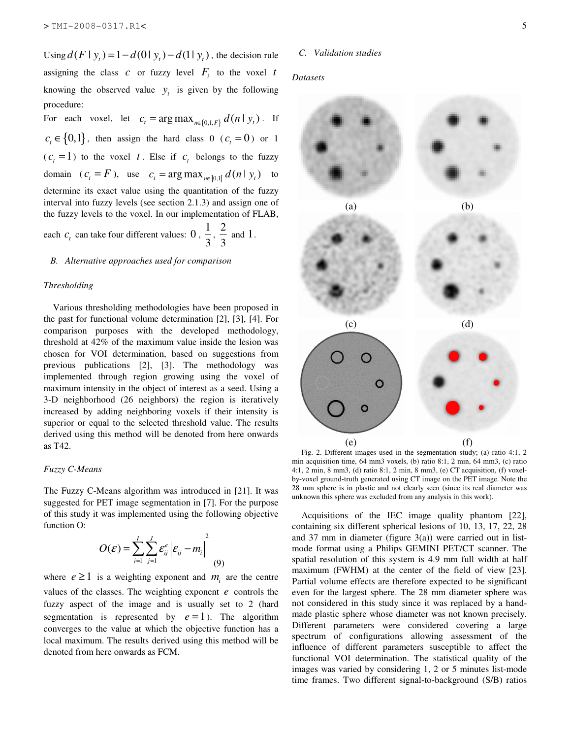Using $d(F \mid y_t) = 1 - d(0 \mid y_t) - d(1 \mid y_t)$, the decision rule assigning the class $c$ or fuzzy level $F_i$ to the voxel $t$ knowing the observed value $y_t$ is given by the following procedure:

For each voxel, let $c_t = \arg\max_{n \in \{0,1,F\}} d(n \mid y_t)$. If $c_t \in \{0,1\}$, then assign the hard class 0 ($c_t = 0$) or 1 ($c_t = 1$) to the voxel $t$. Else if $c_t$ belongs to the fuzzy domain ($c_t = F$), use $c_t = \arg\max_{n \in ]0,1[} d(n \mid y_t)$ to determine its exact value using the quantitation of the fuzzy interval into fuzzy levels (see section 2.1.3) and assign one of the fuzzy levels to the voxel. In our implementation of FLAB, each $c_t$ can take four different values: $0$, $\frac{1}{3}$, $\frac{2}{3}$ and $1$.

### B. Alternative approaches used for comparison

#### Thresholding

Various thresholding methodologies have been proposed in the past for functional volume determination [2], [3], [4]. For comparison purposes with the developed methodology, threshold at 42% of the maximum value inside the lesion was chosen for VOI determination, based on suggestions from previous publications [2], [3]. The methodology was implemented through region growing using the voxel of maximum intensity in the object of interest as a seed. Using a 3-D neighborhood (26 neighbors) the region is iteratively increased by adding neighboring voxels if their intensity is superior or equal to the selected threshold value. The results derived using this method will be denoted from here onwards as T42.

#### Fuzzy C-Means

The Fuzzy C-Means algorithm was introduced in [21]. It was suggested for PET image segmentation in [7]. For the purpose of this study it was implemented using the following objective function O:

$$O(\varepsilon) = \sum_{i=1}^{I} \sum_{j=1}^{J} \varepsilon_{ij}^{e} \left| \varepsilon_{ij} - m_i \right|^2 \quad (9)$$

where $e \geq 1$ is a weighting exponent and $m_i$ are the centre values of the classes. The weighting exponent $e$ controls the fuzzy aspect of the image and is usually set to 2 (hard segmentation is represented by $e = 1$). The algorithm converges to the value at which the objective function has a local maximum. The results derived using this method will be denoted from here onwards as FCM.

### C. Validation studies

#### Datasets

Fig. 2. Different images used in the segmentation study; (a) ratio 4:1, 2 min acquisition time, 64 mm3 voxels, (b) ratio 8:1, 2 min, 64 mm3, (c) ratio 4:1, 2 min, 8 mm3, (d) ratio 8:1, 2 min, 8 mm3, (e) CT acquisition, (f) voxel-by-voxel ground-truth generated using CT image on the PET image. Note the 28 mm sphere is in plastic and not clearly seen (since its real diameter was unknown this sphere was excluded from any analysis in this work).

Acquisitions of the IEC image quality phantom [22], containing six different spherical lesions of 10, 13, 17, 22, 28 and 37 mm in diameter (figure 3(a)) were carried out in list-mode format using a Philips GEMINI PET/CT scanner. The spatial resolution of this system is 4.9 mm full width at half maximum (FWHM) at the center of the field of view [23]. Partial volume effects are therefore expected to be significant even for the largest sphere. The 28 mm diameter sphere was not considered in this study since it was replaced by a hand-made plastic sphere whose diameter was not known precisely. Different parameters were considered covering a large spectrum of configurations allowing assessment of the influence of different parameters susceptible to affect the functional VOI determination. The statistical quality of the images was varied by considering 1, 2 or 5 minutes list-mode time frames. Two different signal-to-background (S/B) ratios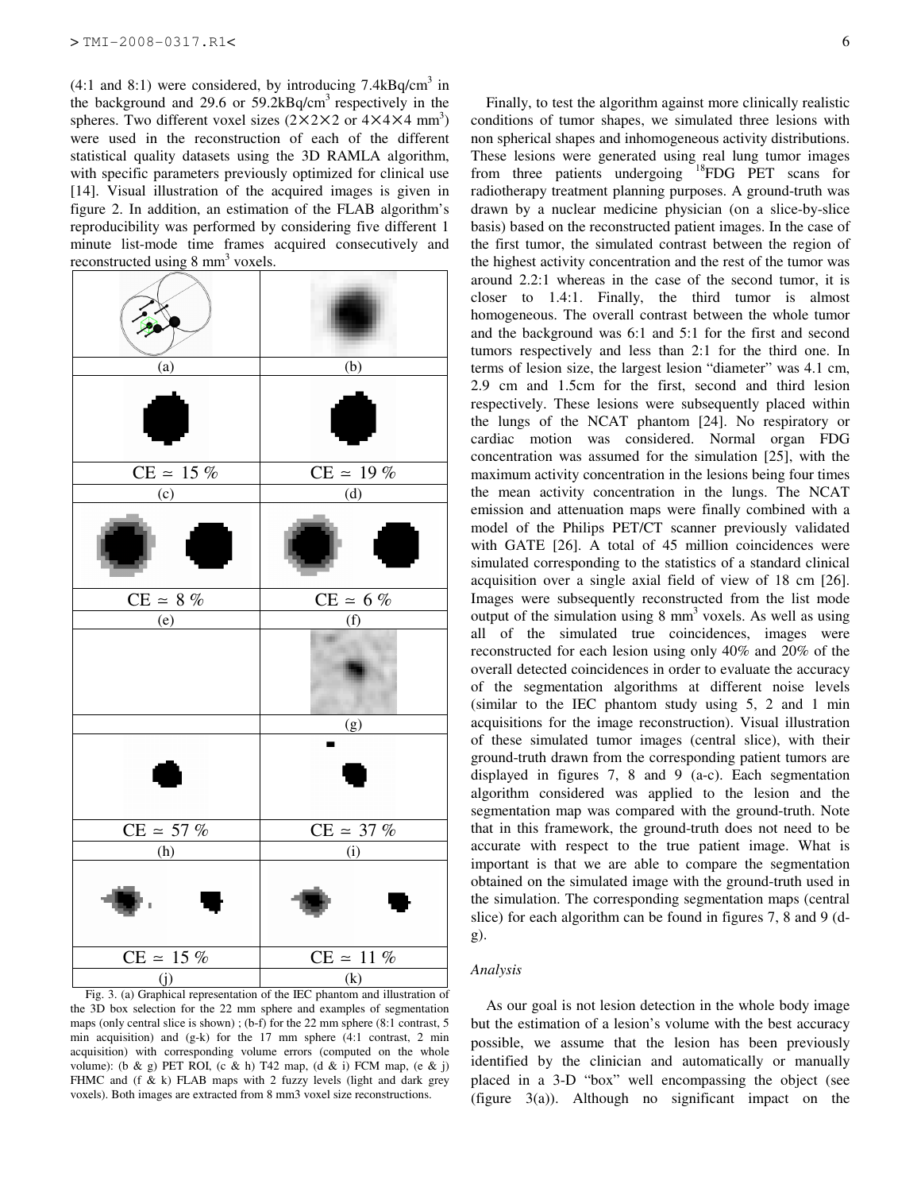(4:1 and 8:1) were considered, by introducing 7.4kBq/cm$^3$ in the background and 29.6 or 59.2kBq/cm$^3$ respectively in the spheres. Two different voxel sizes (2×2×2 or 4×4×4 mm$^3$) were used in the reconstruction of each of the different statistical quality datasets using the 3D RAMLA algorithm, with specific parameters previously optimized for clinical use [14]. Visual illustration of the acquired images is given in figure 2. In addition, an estimation of the FLAB algorithm's reproducibility was performed by considering five different 1 minute list-mode time frames acquired consecutively and reconstructed using 8 mm$^3$ voxels.

| (a) | (b) |
|---|---|
| CE ≃ 15 % | CE ≃ 19 % |
| (c) | (d) |
| CE ≃ 8 % | CE ≃ 6 % |
| (e) | (f) |
| | (g) |
| CE ≃ 57 % | CE ≃ 37 % |
| (h) | (i) |
| CE ≃ 15 % | CE ≃ 11 % |
| (j) | (k) |

Fig. 3. (a) Graphical representation of the IEC phantom and illustration of the 3D box selection for the 22 mm sphere and examples of segmentation maps (only central slice is shown) ; (b-f) for the 22 mm sphere (8:1 contrast, 5 min acquisition) and (g-k) for the 17 mm sphere (4:1 contrast, 2 min acquisition) with corresponding volume errors (computed on the whole volume): (b & g) PET ROI, (c & h) T42 map, (d & i) FCM map, (e & j) FHMC and (f & k) FLAB maps with 2 fuzzy levels (light and dark grey voxels). Both images are extracted from 8 mm3 voxel size reconstructions.

Finally, to test the algorithm against more clinically realistic conditions of tumor shapes, we simulated three lesions with non spherical shapes and inhomogeneous activity distributions. These lesions were generated using real lung tumor images from three patients undergoing [18]FDG PET scans for radiotherapy treatment planning purposes. A ground-truth was drawn by a nuclear medicine physician (on a slice-by-slice basis) based on the reconstructed patient images. In the case of the first tumor, the simulated contrast between the region of the highest activity concentration and the rest of the tumor was around 2.2:1 whereas in the case of the second tumor, it is closer to 1.4:1. Finally, the third tumor is almost homogeneous. The overall contrast between the whole tumor and the background was 6:1 and 5:1 for the first and second tumors respectively and less than 2:1 for the third one. In terms of lesion size, the largest lesion "diameter" was 4.1 cm, 2.9 cm and 1.5cm for the first, second and third lesion respectively. These lesions were subsequently placed within the lungs of the NCAT phantom [24]. No respiratory or cardiac motion was considered. Normal organ FDG concentration was assumed for the simulation [25], with the maximum activity concentration in the lesions being four times the mean activity concentration in the lungs. The NCAT emission and attenuation maps were finally combined with a model of the Philips PET/CT scanner previously validated with GATE [26]. A total of 45 million coincidences were simulated corresponding to the statistics of a standard clinical acquisition over a single axial field of view of 18 cm [26]. Images were subsequently reconstructed from the list mode output of the simulation using 8 mm$^3$ voxels. As well as using all of the simulated true coincidences, images were reconstructed for each lesion using only 40% and 20% of the overall detected coincidences in order to evaluate the accuracy of the segmentation algorithms at different noise levels (similar to the IEC phantom study using 5, 2 and 1 min acquisitions for the image reconstruction). Visual illustration of these simulated tumor images (central slice), with their ground-truth drawn from the corresponding patient tumors are displayed in figures 7, 8 and 9 (a-c). Each segmentation algorithm considered was applied to the lesion and the segmentation map was compared with the ground-truth. Note that in this framework, the ground-truth does not need to be accurate with respect to the true patient image. What is important is that we are able to compare the segmentation obtained on the simulated image with the ground-truth used in the simulation. The corresponding segmentation maps (central slice) for each algorithm can be found in figures 7, 8 and 9 (d-g).

### *Analysis*

As our goal is not lesion detection in the whole body image but the estimation of a lesion's volume with the best accuracy possible, we assume that the lesion has been previously identified by the clinician and automatically or manually placed in a 3-D "box" well encompassing the object (see (figure 3(a)). Although no significant impact on the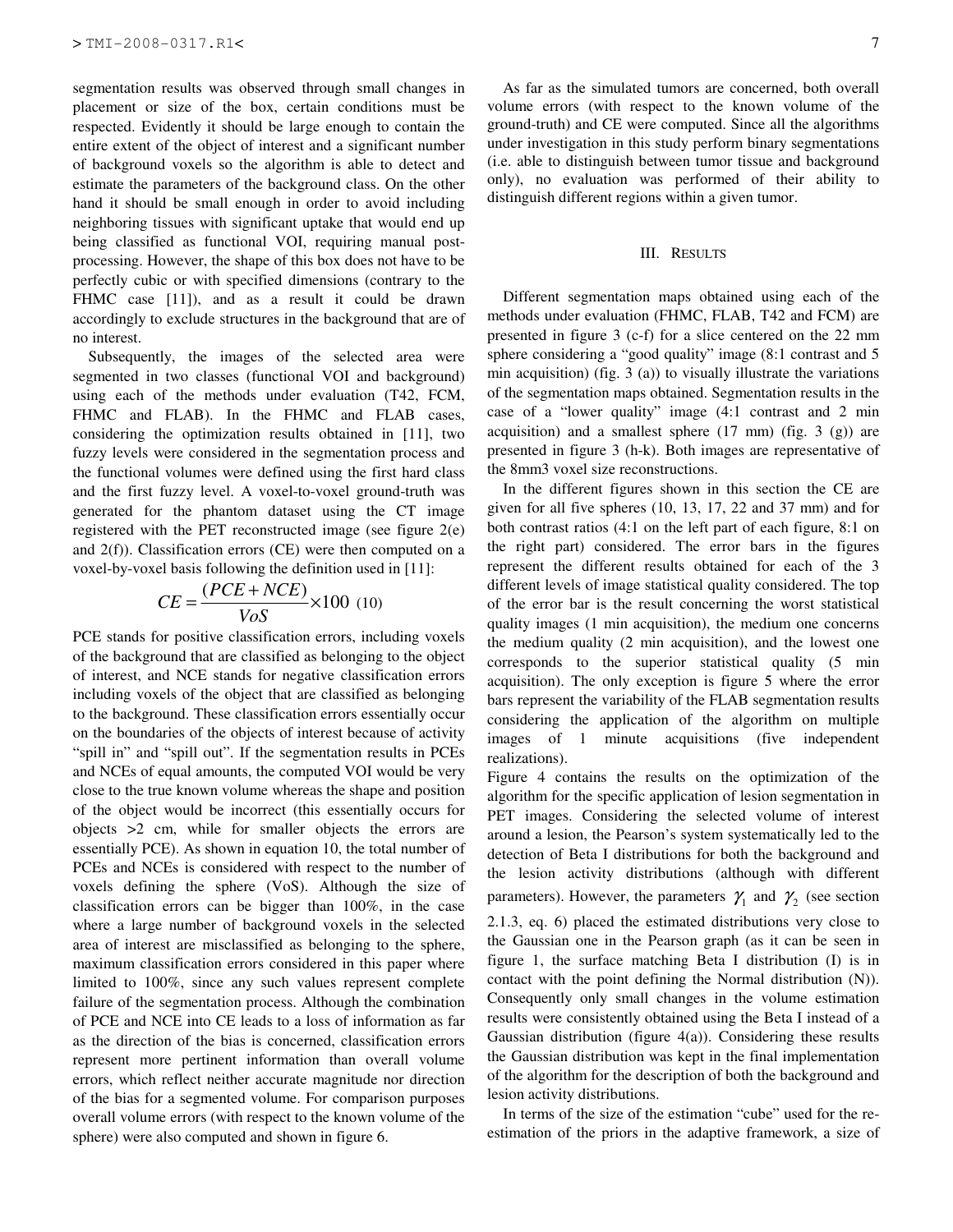segmentation results was observed through small changes in placement or size of the box, certain conditions must be respected. Evidently it should be large enough to contain the entire extent of the object of interest and a significant number of background voxels so the algorithm is able to detect and estimate the parameters of the background class. On the other hand it should be small enough in order to avoid including neighboring tissues with significant uptake that would end up being classified as functional VOI, requiring manual post-processing. However, the shape of this box does not have to be perfectly cubic or with specified dimensions (contrary to the FHMC case [11]), and as a result it could be drawn accordingly to exclude structures in the background that are of no interest.

Subsequently, the images of the selected area were segmented in two classes (functional VOI and background) using each of the methods under evaluation (T42, FCM, FHMC and FLAB). In the FHMC and FLAB cases, considering the optimization results obtained in [11], two fuzzy levels were considered in the segmentation process and the functional volumes were defined using the first hard class and the first fuzzy level. A voxel-to-voxel ground-truth was generated for the phantom dataset using the CT image registered with the PET reconstructed image (see figure 2(e) and 2(f)). Classification errors (CE) were then computed on a voxel-by-voxel basis following the definition used in [11]:

$$CE = \frac{(PCE + NCE)}{VoS} \times 100 \quad (10)$$

PCE stands for positive classification errors, including voxels of the background that are classified as belonging to the object of interest, and NCE stands for negative classification errors including voxels of the object that are classified as belonging to the background. These classification errors essentially occur on the boundaries of the objects of interest because of activity "spill in" and "spill out". If the segmentation results in PCEs and NCEs of equal amounts, the computed VOI would be very close to the true known volume whereas the shape and position of the object would be incorrect (this essentially occurs for objects >2 cm, while for smaller objects the errors are essentially PCE). As shown in equation 10, the total number of PCEs and NCEs is considered with respect to the number of voxels defining the sphere (VoS). Although the size of classification errors can be bigger than 100%, in the case where a large number of background voxels in the selected area of interest are misclassified as belonging to the sphere, maximum classification errors considered in this paper where limited to 100%, since any such values represent complete failure of the segmentation process. Although the combination of PCE and NCE into CE leads to a loss of information as far as the direction of the bias is concerned, classification errors represent more pertinent information than overall volume errors, which reflect neither accurate magnitude nor direction of the bias for a segmented volume. For comparison purposes overall volume errors (with respect to the known volume of the sphere) were also computed and shown in figure 6.

As far as the simulated tumors are concerned, both overall volume errors (with respect to the known volume of the ground-truth) and CE were computed. Since all the algorithms under investigation in this study perform binary segmentations (i.e. able to distinguish between tumor tissue and background only), no evaluation was performed of their ability to distinguish different regions within a given tumor.

## III. Results

Different segmentation maps obtained using each of the methods under evaluation (FHMC, FLAB, T42 and FCM) are presented in figure 3 (c-f) for a slice centered on the 22 mm sphere considering a "good quality" image (8:1 contrast and 5 min acquisition) (fig. 3 (a)) to visually illustrate the variations of the segmentation maps obtained. Segmentation results in the case of a "lower quality" image (4:1 contrast and 2 min acquisition) and a smallest sphere (17 mm) (fig. 3 (g)) are presented in figure 3 (h-k). Both images are representative of the 8mm3 voxel size reconstructions.

In the different figures shown in this section the CE are given for all five spheres (10, 13, 17, 22 and 37 mm) and for both contrast ratios (4:1 on the left part of each figure, 8:1 on the right part) considered. The error bars in the figures represent the different results obtained for each of the 3 different levels of image statistical quality considered. The top of the error bar is the result concerning the worst statistical quality images (1 min acquisition), the medium one concerns the medium quality (2 min acquisition), and the lowest one corresponds to the superior statistical quality (5 min acquisition). The only exception is figure 5 where the error bars represent the variability of the FLAB segmentation results considering the application of the algorithm on multiple images of 1 minute acquisitions (five independent realizations).

Figure 4 contains the results on the optimization of the algorithm for the specific application of lesion segmentation in PET images. Considering the selected volume of interest around a lesion, the Pearson's system systematically led to the detection of Beta I distributions for both the background and the lesion activity distributions (although with different parameters). However, the parameters $\gamma_1$ and $\gamma_2$ (see section 2.1.3, eq. 6) placed the estimated distributions very close to the Gaussian one in the Pearson graph (as it can be seen in figure 1, the surface matching Beta I distribution (I) is in contact with the point defining the Normal distribution (N)). Consequently only small changes in the volume estimation results were consistently obtained using the Beta I instead of a Gaussian distribution (figure 4(a)). Considering these results the Gaussian distribution was kept in the final implementation of the algorithm for the description of both the background and lesion activity distributions.

In terms of the size of the estimation "cube" used for the re-estimation of the priors in the adaptive framework, a size of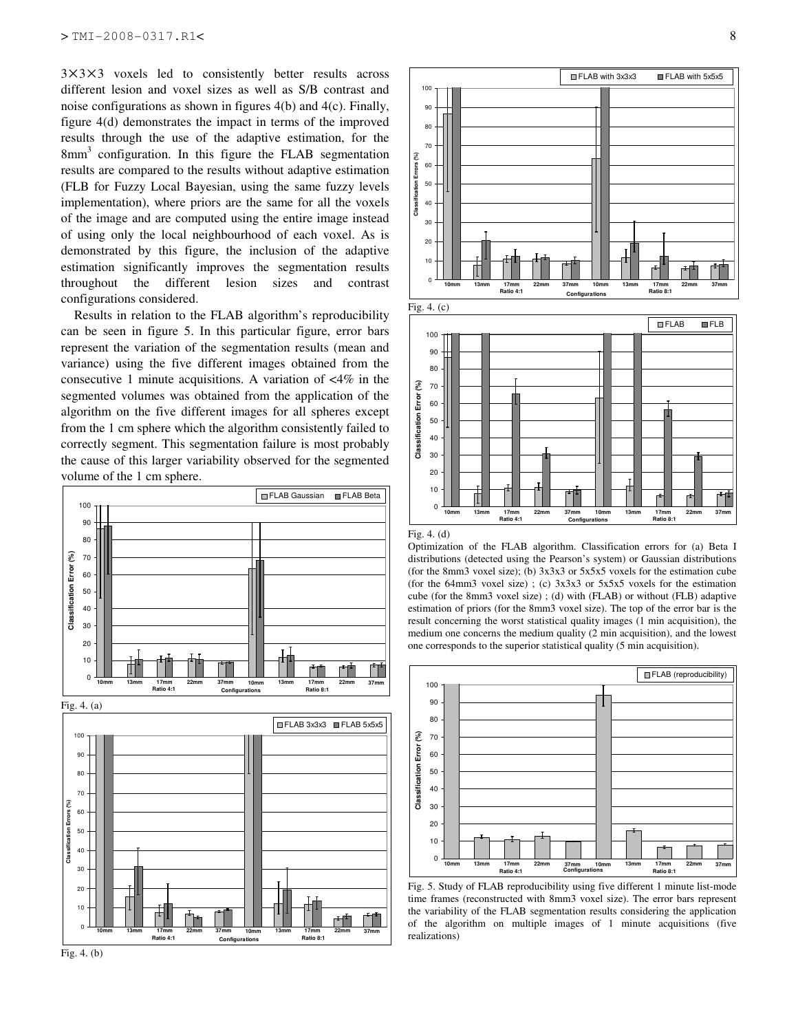3×3×3 voxels led to consistently better results across different lesion and voxel sizes as well as S/B contrast and noise configurations as shown in figures 4(b) and 4(c). Finally, figure 4(d) demonstrates the impact in terms of the improved results through the use of the adaptive estimation, for the 8mm$^3$ configuration. In this figure the FLAB segmentation results are compared to the results without adaptive estimation (FLB for Fuzzy Local Bayesian, using the same fuzzy levels implementation), where priors are the same for all the voxels of the image and are computed using the entire image instead of using only the local neighbourhood of each voxel. As is demonstrated by this figure, the inclusion of the adaptive estimation significantly improves the segmentation results throughout the different lesion sizes and contrast configurations considered.

Results in relation to the FLAB algorithm's reproducibility can be seen in figure 5. In this particular figure, error bars represent the variation of the segmentation results (mean and variance) using the five different images obtained from the consecutive 1 minute acquisitions. A variation of <4% in the segmented volumes was obtained from the application of the algorithm on the five different images for all spheres except from the 1 cm sphere which the algorithm consistently failed to correctly segment. This segmentation failure is most probably the cause of this larger variability observed for the segmented volume of the 1 cm sphere.

Fig. 4. (a)

Fig. 4. (b)

Fig. 4. (c)

Fig. 4. (d)

Optimization of the FLAB algorithm. Classification errors for (a) Beta I distributions (detected using the Pearson's system) or Gaussian distributions (for the 8mm3 voxel size); (b) 3x3x3 or 5x5x5 voxels for the estimation cube (for the 64mm3 voxel size) ; (c) 3x3x3 or 5x5x5 voxels for the estimation cube (for the 8mm3 voxel size) ; (d) with (FLAB) or without (FLB) adaptive estimation of priors (for the 8mm3 voxel size). The top of the error bar is the result concerning the worst statistical quality images (1 min acquisition), the medium one concerns the medium quality (2 min acquisition), and the lowest one corresponds to the superior statistical quality (5 min acquisition).

Fig. 5. Study of FLAB reproducibility using five different 1 minute list-mode time frames (reconstructed with 8mm3 voxel size). The error bars represent the variability of the FLAB segmentation results considering the application of the algorithm on multiple images of 1 minute acquisitions (five realizations)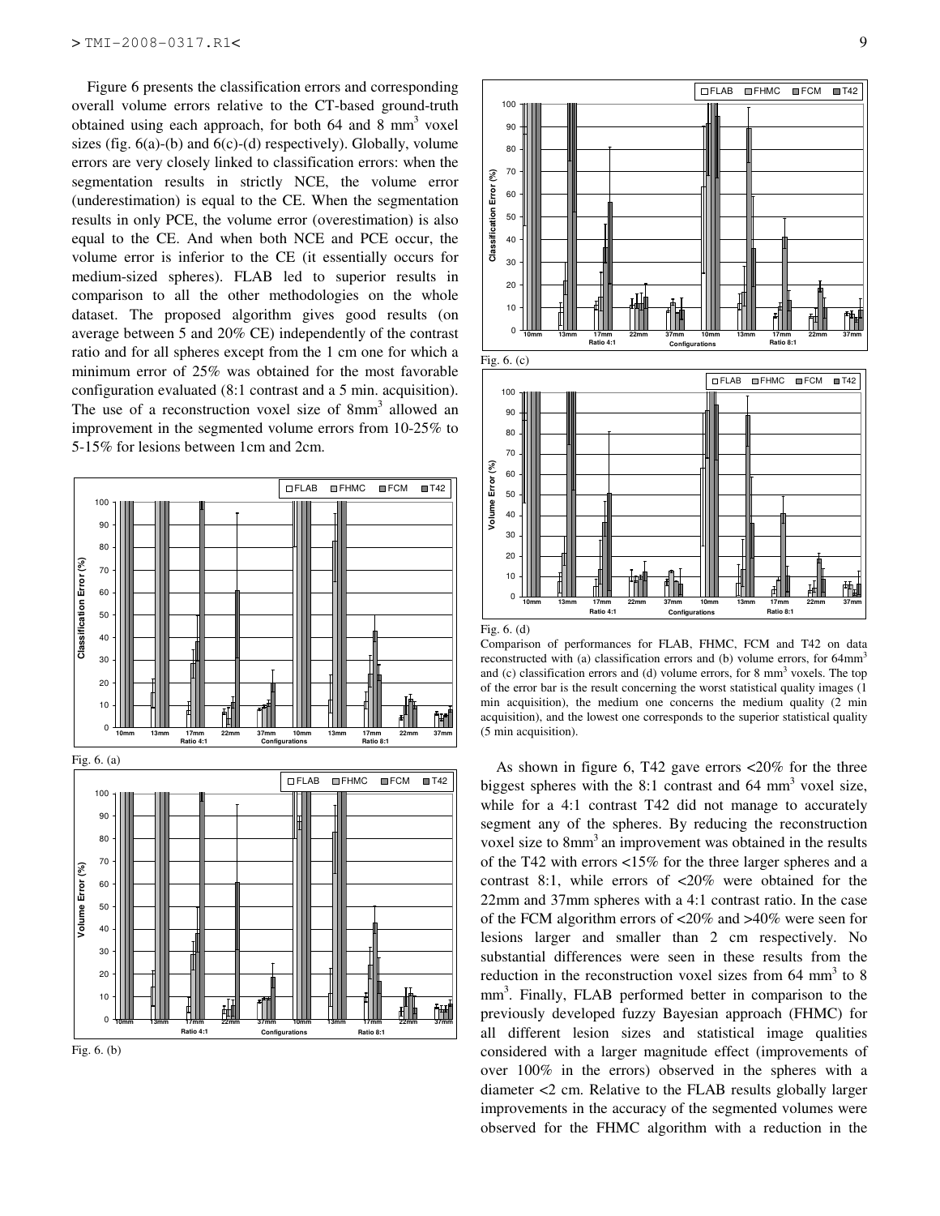Figure 6 presents the classification errors and corresponding overall volume errors relative to the CT-based ground-truth obtained using each approach, for both 64 and 8 mm$^3$ voxel sizes (fig. 6(a)-(b) and 6(c)-(d) respectively). Globally, volume errors are very closely linked to classification errors: when the segmentation results in strictly NCE, the volume error (underestimation) is equal to the CE. When the segmentation results in only PCE, the volume error (overestimation) is also equal to the CE. And when both NCE and PCE occur, the volume error is inferior to the CE (it essentially occurs for medium-sized spheres). FLAB led to superior results in comparison to all the other methodologies on the whole dataset. The proposed algorithm gives good results (on average between 5 and 20% CE) independently of the contrast ratio and for all spheres except from the 1 cm one for which a minimum error of 25% was obtained for the most favorable configuration evaluated (8:1 contrast and a 5 min. acquisition). The use of a reconstruction voxel size of 8mm$^3$ allowed an improvement in the segmented volume errors from 10-25% to 5-15% for lesions between 1cm and 2cm.

Fig. 6. (a)

Fig. 6. (b)

Fig. 6. (c)

Fig. 6. (d)

Comparison of performances for FLAB, FHMC, FCM and T42 on data reconstructed with (a) classification errors and (b) volume errors, for 64mm$^3$ and (c) classification errors and (d) volume errors, for 8 mm$^3$ voxels. The top of the error bar is the result concerning the worst statistical quality images (1 min acquisition), the medium one concerns the medium quality (2 min acquisition), and the lowest one corresponds to the superior statistical quality (5 min acquisition).

As shown in figure 6, T42 gave errors <20% for the three biggest spheres with the 8:1 contrast and 64 mm$^3$ voxel size, while for a 4:1 contrast T42 did not manage to accurately segment any of the spheres. By reducing the reconstruction voxel size to 8mm$^3$ an improvement was obtained in the results of the T42 with errors <15% for the three larger spheres and a contrast 8:1, while errors of <20% were obtained for the 22mm and 37mm spheres with a 4:1 contrast ratio. In the case of the FCM algorithm errors of <20% and >40% were seen for lesions larger and smaller than 2 cm respectively. No substantial differences were seen in these results from the reduction in the reconstruction voxel sizes from 64 mm$^3$ to 8 mm$^3$. Finally, FLAB performed better in comparison to the previously developed fuzzy Bayesian approach (FHMC) for all different lesion sizes and statistical image qualities considered with a larger magnitude effect (improvements of over 100% in the errors) observed in the spheres with a diameter <2 cm. Relative to the FLAB results globally larger improvements in the accuracy of the segmented volumes were observed for the FHMC algorithm with a reduction in the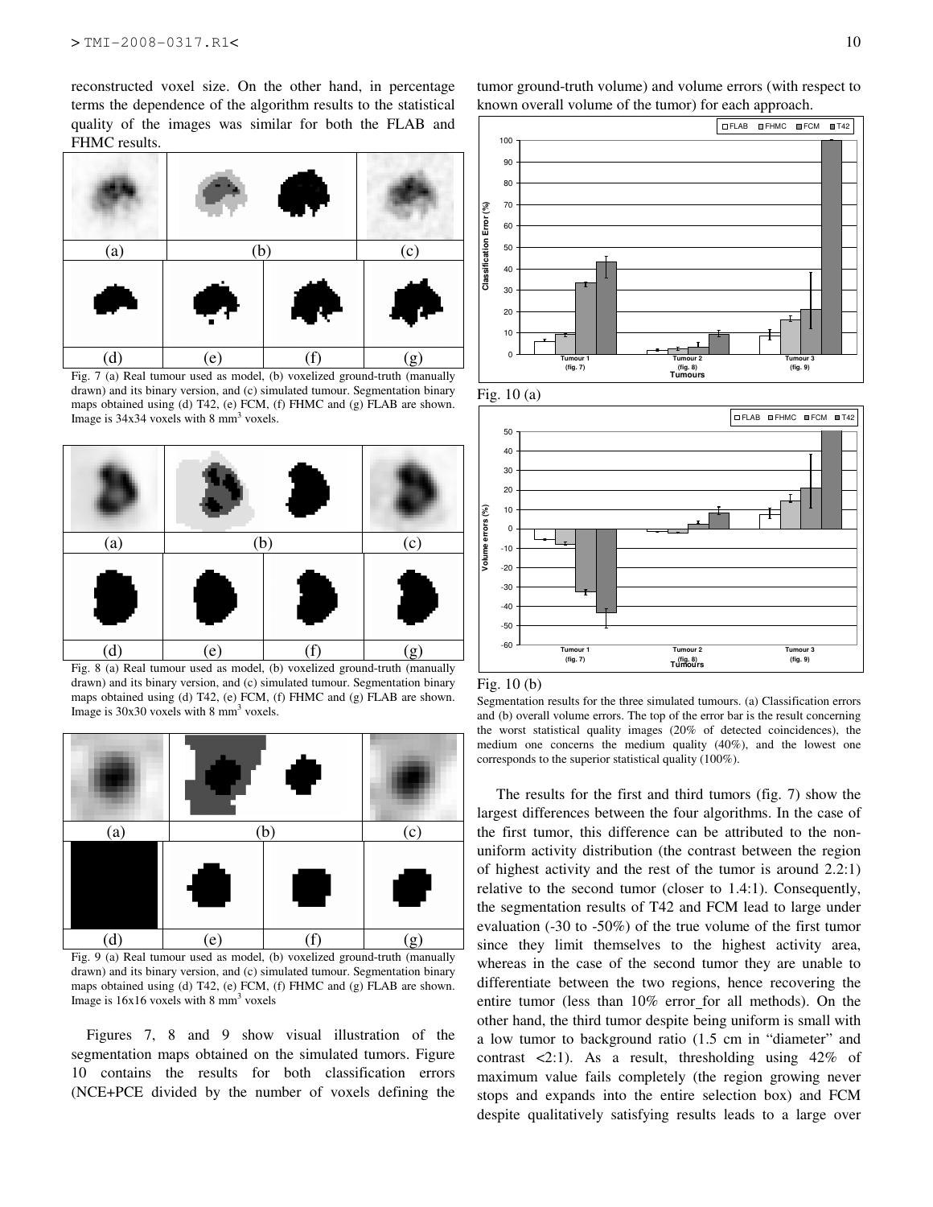reconstructed voxel size. On the other hand, in percentage terms the dependence of the algorithm results to the statistical quality of the images was similar for both the FLAB and FHMC results.

Fig. 7 (a) Real tumour used as model, (b) voxelized ground-truth (manually drawn) and its binary version, and (c) simulated tumour. Segmentation binary maps obtained using (d) T42, (e) FCM, (f) FHMC and (g) FLAB are shown. Image is 34x34 voxels with 8 mm$^3$ voxels.

Fig. 8 (a) Real tumour used as model, (b) voxelized ground-truth (manually drawn) and its binary version, and (c) simulated tumour. Segmentation binary maps obtained using (d) T42, (e) FCM, (f) FHMC and (g) FLAB are shown. Image is 30x30 voxels with 8 mm$^3$ voxels.

Fig. 9 (a) Real tumour used as model, (b) voxelized ground-truth (manually drawn) and its binary version, and (c) simulated tumour. Segmentation binary maps obtained using (d) T42, (e) FCM, (f) FHMC and (g) FLAB are shown. Image is 16x16 voxels with 8 mm$^3$ voxels

Figures 7, 8 and 9 show visual illustration of the segmentation maps obtained on the simulated tumors. Figure 10 contains the results for both classification errors (NCE+PCE divided by the number of voxels defining the tumor ground-truth volume) and volume errors (with respect to known overall volume of the tumor) for each approach.

Fig. 10 (a)

Fig. 10 (b)

Segmentation results for the three simulated tumours. (a) Classification errors and (b) overall volume errors. The top of the error bar is the result concerning the worst statistical quality images (20% of detected coincidences), the medium one concerns the medium quality (40%), and the lowest one corresponds to the superior statistical quality (100%).

The results for the first and third tumors (fig. 7) show the largest differences between the four algorithms. In the case of the first tumor, this difference can be attributed to the non-uniform activity distribution (the contrast between the region of highest activity and the rest of the tumor is around 2.2:1) relative to the second tumor (closer to 1.4:1). Consequently, the segmentation results of T42 and FCM lead to large under evaluation (-30 to -50%) of the true volume of the first tumor since they limit themselves to the highest activity area, whereas in the case of the second tumor they are unable to differentiate between the two regions, hence recovering the entire tumor (less than 10% error for all methods). On the other hand, the third tumor despite being uniform is small with a low tumor to background ratio (1.5 cm in "diameter" and contrast <2:1). As a result, thresholding using 42% of maximum value fails completely (the region growing never stops and expands into the entire selection box) and FCM despite qualitatively satisfying results leads to a large over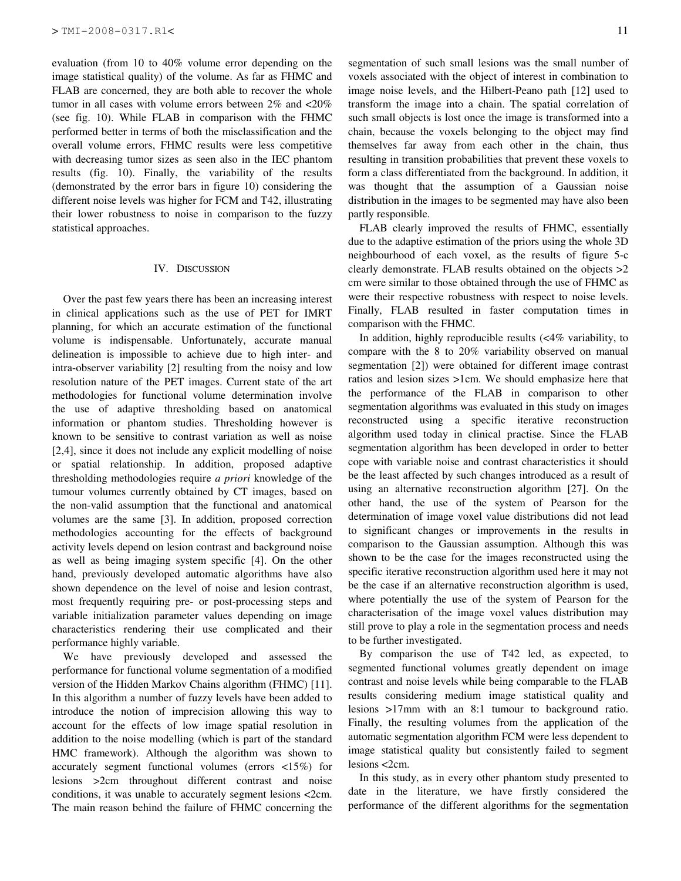evaluation (from 10 to 40% volume error depending on the image statistical quality) of the volume. As far as FHMC and FLAB are concerned, they are both able to recover the whole tumor in all cases with volume errors between 2% and <20% (see fig. 10). While FLAB in comparison with the FHMC performed better in terms of both the misclassification and the overall volume errors, FHMC results were less competitive with decreasing tumor sizes as seen also in the IEC phantom results (fig. 10). Finally, the variability of the results (demonstrated by the error bars in figure 10) considering the different noise levels was higher for FCM and T42, illustrating their lower robustness to noise in comparison to the fuzzy statistical approaches.

## IV. Discussion

Over the past few years there has been an increasing interest in clinical applications such as the use of PET for IMRT planning, for which an accurate estimation of the functional volume is indispensable. Unfortunately, accurate manual delineation is impossible to achieve due to high inter- and intra-observer variability [2] resulting from the noisy and low resolution nature of the PET images. Current state of the art methodologies for functional volume determination involve the use of adaptive thresholding based on anatomical information or phantom studies. Thresholding however is known to be sensitive to contrast variation as well as noise [2,4], since it does not include any explicit modelling of noise or spatial relationship. In addition, proposed adaptive thresholding methodologies require *a priori* knowledge of the tumour volumes currently obtained by CT images, based on the non-valid assumption that the functional and anatomical volumes are the same [3]. In addition, proposed correction methodologies accounting for the effects of background activity levels depend on lesion contrast and background noise as well as being imaging system specific [4]. On the other hand, previously developed automatic algorithms have also shown dependence on the level of noise and lesion contrast, most frequently requiring pre- or post-processing steps and variable initialization parameter values depending on image characteristics rendering their use complicated and their performance highly variable.

We have previously developed and assessed the performance for functional volume segmentation of a modified version of the Hidden Markov Chains algorithm (FHMC) [11]. In this algorithm a number of fuzzy levels have been added to introduce the notion of imprecision allowing this way to account for the effects of low image spatial resolution in addition to the noise modelling (which is part of the standard HMC framework). Although the algorithm was shown to accurately segment functional volumes (errors <15%) for lesions >2cm throughout different contrast and noise conditions, it was unable to accurately segment lesions <2cm. The main reason behind the failure of FHMC concerning the segmentation of such small lesions was the small number of voxels associated with the object of interest in combination to image noise levels, and the Hilbert-Peano path [12] used to transform the image into a chain. The spatial correlation of such small objects is lost once the image is transformed into a chain, because the voxels belonging to the object may find themselves far away from each other in the chain, thus resulting in transition probabilities that prevent these voxels to form a class differentiated from the background. In addition, it was thought that the assumption of a Gaussian noise distribution in the images to be segmented may have also been partly responsible.

FLAB clearly improved the results of FHMC, essentially due to the adaptive estimation of the priors using the whole 3D neighbourhood of each voxel, as the results of figure 5-c clearly demonstrate. FLAB results obtained on the objects >2 cm were similar to those obtained through the use of FHMC as were their respective robustness with respect to noise levels. Finally, FLAB resulted in faster computation times in comparison with the FHMC.

In addition, highly reproducible results (<4% variability, to compare with the 8 to 20% variability observed on manual segmentation [2]) were obtained for different image contrast ratios and lesion sizes >1cm. We should emphasize here that the performance of the FLAB in comparison to other segmentation algorithms was evaluated in this study on images reconstructed using a specific iterative reconstruction algorithm used today in clinical practise. Since the FLAB segmentation algorithm has been developed in order to better cope with variable noise and contrast characteristics it should be the least affected by such changes introduced as a result of using an alternative reconstruction algorithm [27]. On the other hand, the use of the system of Pearson for the determination of image voxel value distributions did not lead to significant changes or improvements in the results in comparison to the Gaussian assumption. Although this was shown to be the case for the images reconstructed using the specific iterative reconstruction algorithm used here it may not be the case if an alternative reconstruction algorithm is used, where potentially the use of the system of Pearson for the characterisation of the image voxel values distribution may still prove to play a role in the segmentation process and needs to be further investigated.

By comparison the use of T42 led, as expected, to segmented functional volumes greatly dependent on image contrast and noise levels while being comparable to the FLAB results considering medium image statistical quality and lesions >17mm with an 8:1 tumour to background ratio. Finally, the resulting volumes from the application of the automatic segmentation algorithm FCM were less dependent to image statistical quality but consistently failed to segment lesions <2cm.

In this study, as in every other phantom study presented to date in the literature, we have firstly considered the performance of the different algorithms for the segmentation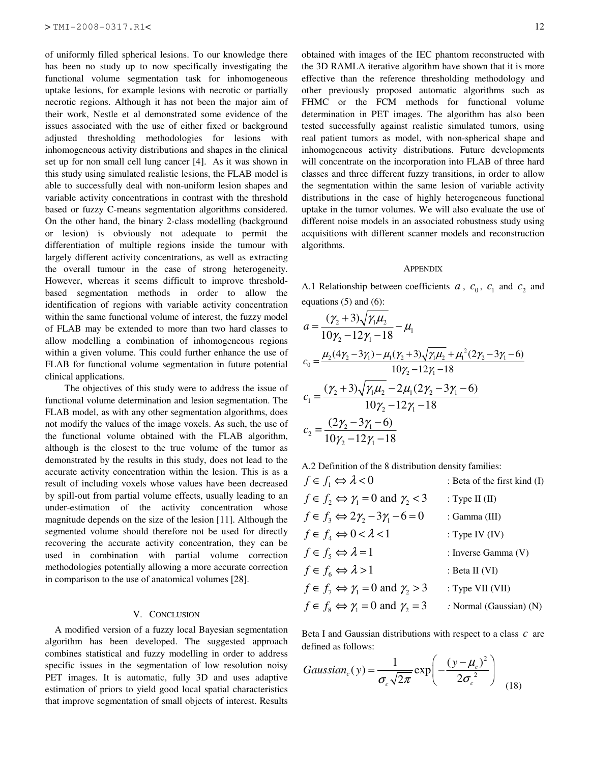of uniformly filled spherical lesions. To our knowledge there has been no study up to now specifically investigating the functional volume segmentation task for inhomogeneous uptake lesions, for example lesions with necrotic or partially necrotic regions. Although it has not been the major aim of their work, Nestle et al demonstrated some evidence of the issues associated with the use of either fixed or background adjusted thresholding methodologies for lesions with inhomogeneous activity distributions and shapes in the clinical set up for non small cell lung cancer [4]. As it was shown in this study using simulated realistic lesions, the FLAB model is able to successfully deal with non-uniform lesion shapes and variable activity concentrations in contrast with the threshold based or fuzzy C-means segmentation algorithms considered. On the other hand, the binary 2-class modelling (background or lesion) is obviously not adequate to permit the differentiation of multiple regions inside the tumour with largely different activity concentrations, as well as extracting the overall tumour in the case of strong heterogeneity. However, whereas it seems difficult to improve threshold-based segmentation methods in order to allow the identification of regions with variable activity concentration within the same functional volume of interest, the fuzzy model of FLAB may be extended to more than two hard classes to allow modelling a combination of inhomogeneous regions within a given volume. This could further enhance the use of FLAB for functional volume segmentation in future potential clinical applications.

The objectives of this study were to address the issue of functional volume determination and lesion segmentation. The FLAB model, as with any other segmentation algorithms, does not modify the values of the image voxels. As such, the use of the functional volume obtained with the FLAB algorithm, although is the closest to the true volume of the tumor as demonstrated by the results in this study, does not lead to the accurate activity concentration within the lesion. This is as a result of including voxels whose values have been decreased by spill-out from partial volume effects, usually leading to an under-estimation of the activity concentration whose magnitude depends on the size of the lesion [11]. Although the segmented volume should therefore not be used for directly recovering the accurate activity concentration, they can be used in combination with partial volume correction methodologies potentially allowing a more accurate correction in comparison to the use of anatomical volumes [28].

## V. Conclusion

A modified version of a fuzzy local Bayesian segmentation algorithm has been developed. The suggested approach combines statistical and fuzzy modelling in order to address specific issues in the segmentation of low resolution noisy PET images. It is automatic, fully 3D and uses adaptive estimation of priors to yield good local spatial characteristics that improve segmentation of small objects of interest. Results obtained with images of the IEC phantom reconstructed with the 3D RAMLA iterative algorithm have shown that it is more effective than the reference thresholding methodology and other previously proposed automatic algorithms such as FHMC or the FCM methods for functional volume determination in PET images. The algorithm has also been tested successfully against realistic simulated tumors, using real patient tumors as model, with non-spherical shape and inhomogeneous activity distributions. Future developments will concentrate on the incorporation into FLAB of three hard classes and three different fuzzy transitions, in order to allow the segmentation within the same lesion of variable activity distributions in the case of highly heterogeneous functional uptake in the tumor volumes. We will also evaluate the use of different noise models in an associated robustness study using acquisitions with different scanner models and reconstruction algorithms.

## Appendix

A.1 Relationship between coefficients $a$, $c_0$, $c_1$ and $c_2$ and equations (5) and (6):

$$a = \frac{(\gamma_2 + 3)\sqrt{\gamma_1 \mu_2}}{10\gamma_2 - 12\gamma_1 - 18} - \mu_1$$

$$c_0 = \frac{\mu_2(4\gamma_2 - 3\gamma_1) - \mu_1(\gamma_2 + 3)\sqrt{\gamma_1 \mu_2} + \mu_1^2(2\gamma_2 - 3\gamma_1 - 6)}{10\gamma_2 - 12\gamma_1 - 18}$$

$$c_1 = \frac{(\gamma_2 + 3)\sqrt{\gamma_1 \mu_2} - 2\mu_1(2\gamma_2 - 3\gamma_1 - 6)}{10\gamma_2 - 12\gamma_1 - 18}$$

$$c_2 = \frac{(2\gamma_2 - 3\gamma_1 - 6)}{10\gamma_2 - 12\gamma_1 - 18}$$

A.2 Definition of the 8 distribution density families:

| | |
|---|---|
| $f \in f_1 \Leftrightarrow \lambda < 0$ | : Beta of the first kind (I) |
| $f \in f_2 \Leftrightarrow \gamma_1 = 0 \text{ and } \gamma_2 < 3$ | : Type II (II) |
| $f \in f_3 \Leftrightarrow 2\gamma_2 - 3\gamma_1 - 6 = 0$ | : Gamma (III) |
| $f \in f_4 \Leftrightarrow 0 < \lambda < 1$ | : Type IV (IV) |
| $f \in f_5 \Leftrightarrow \lambda = 1$ | : Inverse Gamma (V) |
| $f \in f_6 \Leftrightarrow \lambda > 1$ | : Beta II (VI) |
| $f \in f_7 \Leftrightarrow \gamma_1 = 0 \text{ and } \gamma_2 > 3$ | : Type VII (VII) |
| $f \in f_8 \Leftrightarrow \gamma_1 = 0 \text{ and } \gamma_2 = 3$ | : Normal (Gaussian) (N) |

Beta I and Gaussian distributions with respect to a class $c$ are defined as follows:

$$Gaussian_c(y) = \frac{1}{\sigma_c \sqrt{2\pi}} \exp\left(-\frac{(y - \mu_c)^2}{2\sigma_c^2}\right) \quad (18)$$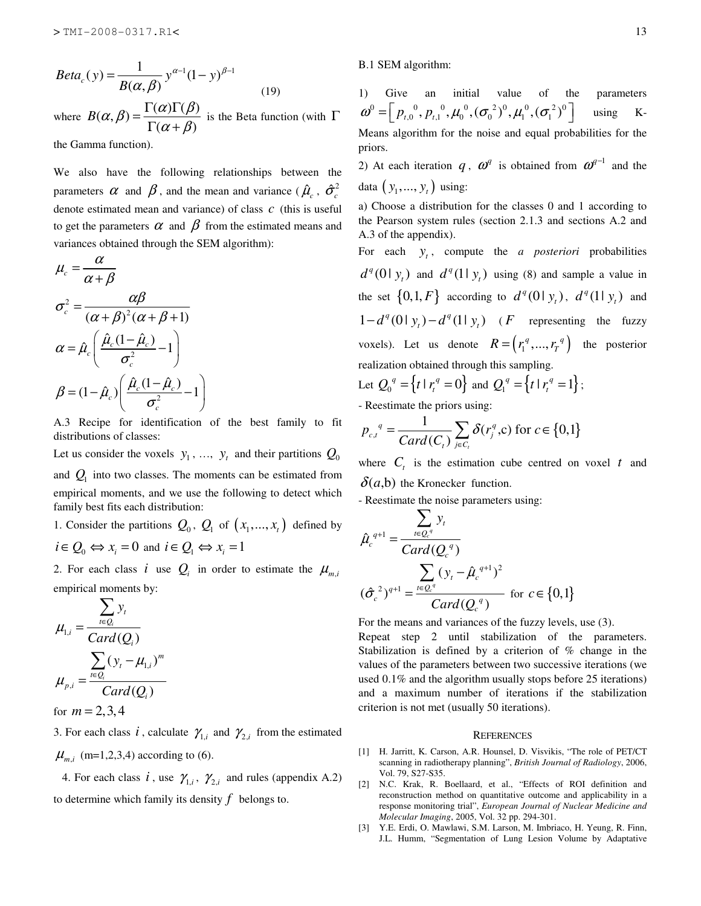$$Beta_c(y) = \frac{1}{B(\alpha,\beta)} y^{\alpha-1}(1-y)^{\beta-1} \tag{19}$$

where $B(\alpha,\beta) = \frac{\Gamma(\alpha)\Gamma(\beta)}{\Gamma(\alpha+\beta)}$ is the Beta function (with $\Gamma$ the Gamma function).

We also have the following relationships between the parameters $\alpha$ and $\beta$, and the mean and variance ($\hat{\mu}_c$, $\hat{\sigma}_c^2$ denote estimated mean and variance) of class $c$ (this is useful to get the parameters $\alpha$ and $\beta$ from the estimated means and variances obtained through the SEM algorithm):

$$\mu_c = \frac{\alpha}{\alpha+\beta}$$

$$\sigma_c^2 = \frac{\alpha\beta}{(\alpha+\beta)^2(\alpha+\beta+1)}$$

$$\alpha = \hat{\mu}_c\left(\frac{\hat{\mu}_c(1-\hat{\mu}_c)}{\sigma_c^2} - 1\right)$$

$$\beta = (1-\hat{\mu}_c)\left(\frac{\hat{\mu}_c(1-\hat{\mu}_c)}{\sigma_c^2} - 1\right)$$

A.3 Recipe for identification of the best family to fit distributions of classes:

Let us consider the voxels $y_1$, …, $y_t$ and their partitions $Q_0$ and $Q_1$ into two classes. The moments can be estimated from empirical moments, and we use the following to detect which family best fits each distribution:

1. Consider the partitions $Q_0$, $Q_1$ of $(x_1,...,x_t)$ defined by $i \in Q_0 \Leftrightarrow x_i = 0$ and $i \in Q_1 \Leftrightarrow x_i = 1$

2. For each class $i$ use $Q_i$ in order to estimate the $\mu_{m,i}$ empirical moments by:

$$\mu_{1,i} = \frac{\sum_{t\in Q_i} y_t}{Card(Q_i)}$$

$$\mu_{p,i} = \frac{\sum_{t\in Q_i} (y_t - \mu_{1,i})^m}{Card(Q_i)}$$

for $m = 2,3,4$

3. For each class $i$, calculate $\gamma_{1,i}$ and $\gamma_{2,i}$ from the estimated $\mu_{m,i}$ (m=1,2,3,4) according to (6).

4. For each class $i$, use $\gamma_{1,i}$, $\gamma_{2,i}$ and rules (appendix A.2) to determine which family its density $f$ belongs to.

B.1 SEM algorithm:

1) Give an initial value of the parameters $\omega^0 = \left[p_{t,0}{}^0, p_{t,1}{}^0, \mu_0{}^0, (\sigma_0{}^2)^0, \mu_1{}^0, (\sigma_1{}^2)^0\right]$ using K-Means algorithm for the noise and equal probabilities for the priors.

2) At each iteration $q$, $\omega^q$ is obtained from $\omega^{q-1}$ and the data $(y_1,...,y_t)$ using:

a) Choose a distribution for the classes 0 and 1 according to the Pearson system rules (section 2.1.3 and sections A.2 and A.3 of the appendix).

For each $y_t$, compute the *a posteriori* probabilities $d^q(0|y_t)$ and $d^q(1|y_t)$ using (8) and sample a value in the set $\{0,1,F\}$ according to $d^q(0|y_t)$, $d^q(1|y_t)$ and $1-d^q(0|y_t)-d^q(1|y_t)$ ($F$ representing the fuzzy voxels). Let us denote $R = (r_1{}^q,...,r_T{}^q)$ the posterior realization obtained through this sampling.

Let $Q_0{}^q = \{t \mid r_t{}^q = 0\}$ and $Q_1{}^q = \{t \mid r_t{}^q = 1\}$;

- Reestimate the priors using:

$$p_{c,t}{}^q = \frac{1}{Card(C_t)} \sum_{j\in C_t} \delta(r_j^q, \text{c}) \text{ for } c \in \{0,1\}$$

where $C_t$ is the estimation cube centred on voxel $t$ and $\delta(a,\text{b})$ the Kronecker function.

- Reestimate the noise parameters using:

$$\hat{\mu}_c{}^{q+1} = \frac{\sum_{t\in Q_c{}^q} y_t}{Card(Q_c{}^q)}$$

$$(\hat{\sigma}_c{}^2)^{q+1} = \frac{\sum_{t\in Q_c{}^q} (y_t - \hat{\mu}_c{}^{q+1})^2}{Card(Q_c{}^q)} \text{ for } c \in \{0,1\}$$

For the means and variances of the fuzzy levels, use (3).

Repeat step 2 until stabilization of the parameters. Stabilization is defined by a criterion of % change in the values of the parameters between two successive iterations (we used 0.1% and the algorithm usually stops before 25 iterations) and a maximum number of iterations if the stabilization criterion is not met (usually 50 iterations).

## References

[1] H. Jarritt, K. Carson, A.R. Hounsel, D. Visvikis, "The role of PET/CT scanning in radiotherapy planning", *British Journal of Radiology*, 2006, Vol. 79, S27-S35.

[2] N.C. Krak, R. Boellaard, et al., "Effects of ROI definition and reconstruction method on quantitative outcome and applicability in a response monitoring trial", *European Journal of Nuclear Medicine and Molecular Imaging*, 2005, Vol. 32 pp. 294-301.

[3] Y.E. Erdi, O. Mawlawi, S.M. Larson, M. Imbriaco, H. Yeung, R. Finn, J.L. Humm, "Segmentation of Lung Lesion Volume by Adaptative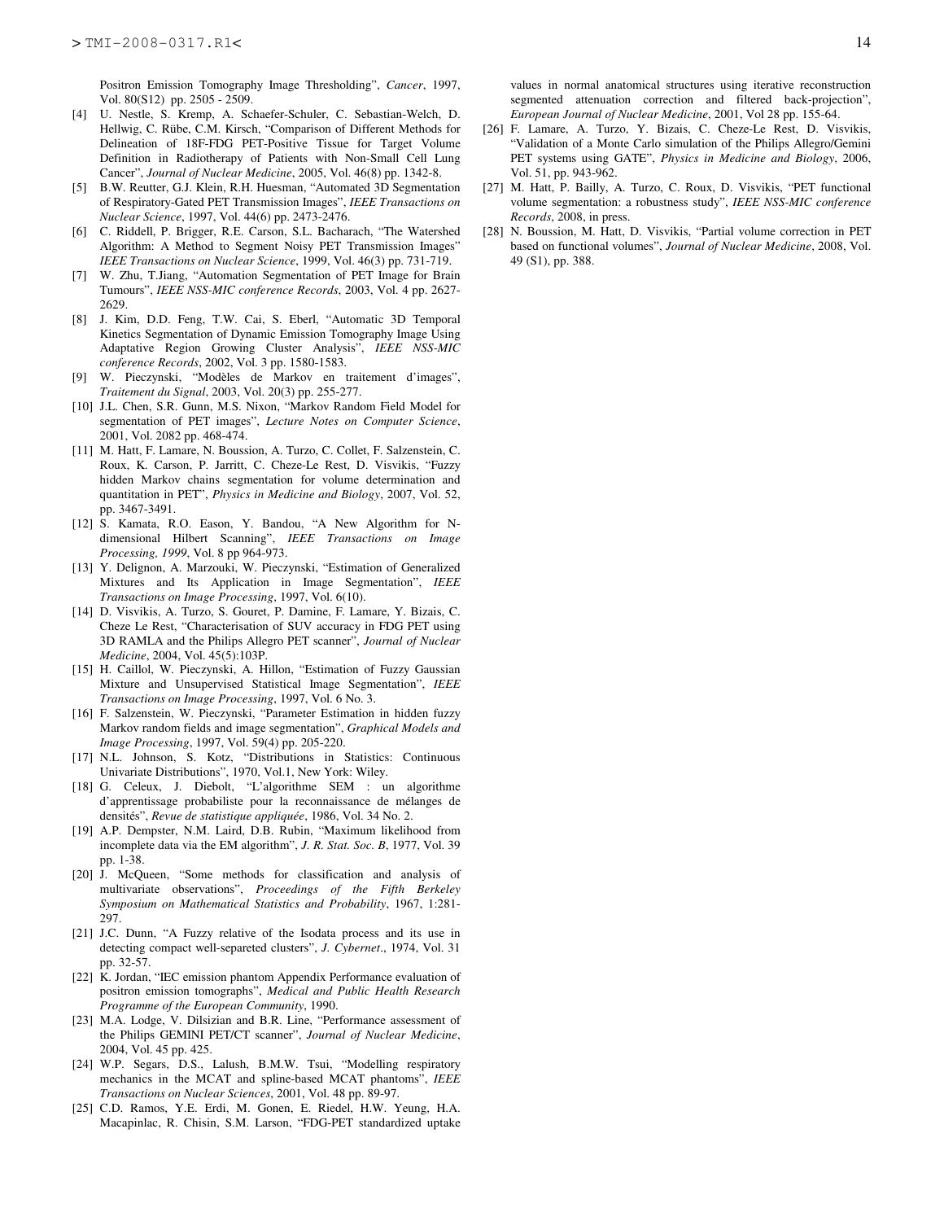Positron Emission Tomography Image Thresholding", *Cancer*, 1997, Vol. 80(S12) pp. 2505 - 2509.

[4] U. Nestle, S. Kremp, A. Schaefer-Schuler, C. Sebastian-Welch, D. Hellwig, C. Rübe, C.M. Kirsch, "Comparison of Different Methods for Delineation of 18F-FDG PET-Positive Tissue for Target Volume Definition in Radiotherapy of Patients with Non-Small Cell Lung Cancer", *Journal of Nuclear Medicine*, 2005, Vol. 46(8) pp. 1342-8.

[5] B.W. Reutter, G.J. Klein, R.H. Huesman, "Automated 3D Segmentation of Respiratory-Gated PET Transmission Images", *IEEE Transactions on Nuclear Science*, 1997, Vol. 44(6) pp. 2473-2476.

[6] C. Riddell, P. Brigger, R.E. Carson, S.L. Bacharach, "The Watershed Algorithm: A Method to Segment Noisy PET Transmission Images" *IEEE Transactions on Nuclear Science*, 1999, Vol. 46(3) pp. 731-719.

[7] W. Zhu, T.Jiang, "Automation Segmentation of PET Image for Brain Tumours", *IEEE NSS-MIC conference Records*, 2003, Vol. 4 pp. 2627-2629.

[8] J. Kim, D.D. Feng, T.W. Cai, S. Eberl, "Automatic 3D Temporal Kinetics Segmentation of Dynamic Emission Tomography Image Using Adaptative Region Growing Cluster Analysis", *IEEE NSS-MIC conference Records*, 2002, Vol. 3 pp. 1580-1583.

[9] W. Pieczynski, "Modèles de Markov en traitement d'images", *Traitement du Signal*, 2003, Vol. 20(3) pp. 255-277.

[10] J.L. Chen, S.R. Gunn, M.S. Nixon, "Markov Random Field Model for segmentation of PET images", *Lecture Notes on Computer Science*, 2001, Vol. 2082 pp. 468-474.

[11] M. Hatt, F. Lamare, N. Boussion, A. Turzo, C. Collet, F. Salzenstein, C. Roux, K. Carson, P. Jarritt, C. Cheze-Le Rest, D. Visvikis, "Fuzzy hidden Markov chains segmentation for volume determination and quantitation in PET", *Physics in Medicine and Biology*, 2007, Vol. 52, pp. 3467-3491.

[12] S. Kamata, R.O. Eason, Y. Bandou, "A New Algorithm for N-dimensional Hilbert Scanning", *IEEE Transactions on Image Processing, 1999*, Vol. 8 pp 964-973.

[13] Y. Delignon, A. Marzouki, W. Pieczynski, "Estimation of Generalized Mixtures and Its Application in Image Segmentation", *IEEE Transactions on Image Processing*, 1997, Vol. 6(10).

[14] D. Visvikis, A. Turzo, S. Gouret, P. Damine, F. Lamare, Y. Bizais, C. Cheze Le Rest, "Characterisation of SUV accuracy in FDG PET using 3D RAMLA and the Philips Allegro PET scanner", *Journal of Nuclear Medicine*, 2004, Vol. 45(5):103P.

[15] H. Caillol, W. Pieczynski, A. Hillon, "Estimation of Fuzzy Gaussian Mixture and Unsupervised Statistical Image Segmentation", *IEEE Transactions on Image Processing*, 1997, Vol. 6 No. 3.

[16] F. Salzenstein, W. Pieczynski, "Parameter Estimation in hidden fuzzy Markov random fields and image segmentation", *Graphical Models and Image Processing*, 1997, Vol. 59(4) pp. 205-220.

[17] N.L. Johnson, S. Kotz, "Distributions in Statistics: Continuous Univariate Distributions", 1970, Vol.1, New York: Wiley.

[18] G. Celeux, J. Diebolt, "L'algorithme SEM : un algorithme d'apprentissage probabiliste pour la reconnaissance de mélanges de densités", *Revue de statistique appliquée*, 1986, Vol. 34 No. 2.

[19] A.P. Dempster, N.M. Laird, D.B. Rubin, "Maximum likelihood from incomplete data via the EM algorithm", *J. R. Stat. Soc. B*, 1977, Vol. 39 pp. 1-38.

[20] J. McQueen, "Some methods for classification and analysis of multivariate observations", *Proceedings of the Fifth Berkeley Symposium on Mathematical Statistics and Probability*, 1967, 1:281-297.

[21] J.C. Dunn, "A Fuzzy relative of the Isodata process and its use in detecting compact well-separeted clusters", *J. Cybernet*., 1974, Vol. 31 pp. 32-57.

[22] K. Jordan, "IEC emission phantom Appendix Performance evaluation of positron emission tomographs", *Medical and Public Health Research Programme of the European Community*, 1990.

[23] M.A. Lodge, V. Dilsizian and B.R. Line, "Performance assessment of the Philips GEMINI PET/CT scanner", *Journal of Nuclear Medicine*, 2004, Vol. 45 pp. 425.

[24] W.P. Segars, D.S., Lalush, B.M.W. Tsui, "Modelling respiratory mechanics in the MCAT and spline-based MCAT phantoms", *IEEE Transactions on Nuclear Sciences*, 2001, Vol. 48 pp. 89-97.

[25] C.D. Ramos, Y.E. Erdi, M. Gonen, E. Riedel, H.W. Yeung, H.A. Macapinlac, R. Chisin, S.M. Larson, "FDG-PET standardized uptake values in normal anatomical structures using iterative reconstruction segmented attenuation correction and filtered back-projection", *European Journal of Nuclear Medicine*, 2001, Vol 28 pp. 155-64.

[26] F. Lamare, A. Turzo, Y. Bizais, C. Cheze-Le Rest, D. Visvikis, "Validation of a Monte Carlo simulation of the Philips Allegro/Gemini PET systems using GATE", *Physics in Medicine and Biology*, 2006, Vol. 51, pp. 943-962.

[27] M. Hatt, P. Bailly, A. Turzo, C. Roux, D. Visvikis, "PET functional volume segmentation: a robustness study", *IEEE NSS-MIC conference Records*, 2008, in press.

[28] N. Boussion, M. Hatt, D. Visvikis, "Partial volume correction in PET based on functional volumes", *Journal of Nuclear Medicine*, 2008, Vol. 49 (S1), pp. 388.